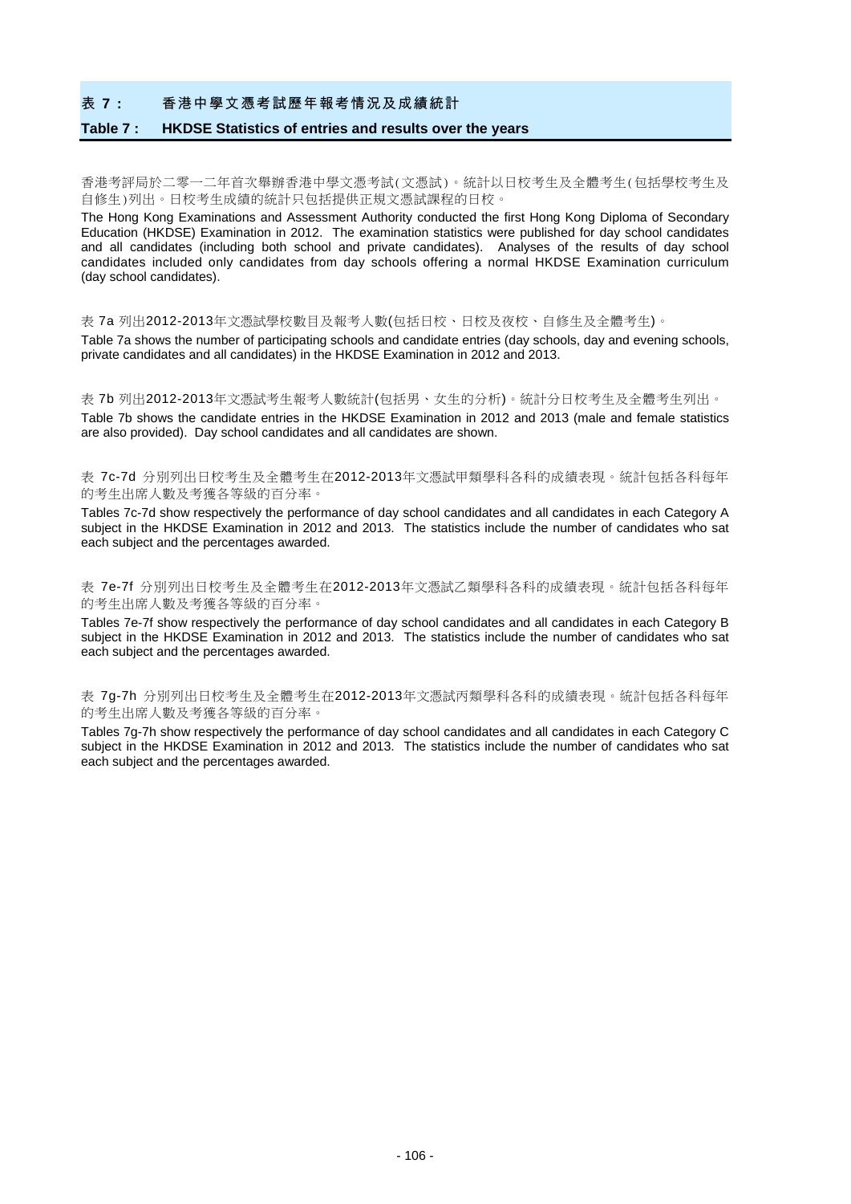## 表 7： 香港中學文憑考試歷年報考情況及成績統計

## Table 7 : HKDSE Statistics of entries and results over the years

香港考評局於二零一二年首次舉辦香港中學文憑考試(文憑試)。統計以日校考生及全體考生(包括學校考生及自修生)列出。日校考生成績的統計只包括提供正規文憑試課程的日校。

The Hong Kong Examinations and Assessment Authority conducted the first Hong Kong Diploma of Secondary Education (HKDSE) Examination in 2012. The examination statistics were published for day school candidates and all candidates (including both school and private candidates). Analyses of the results of day school candidates included only candidates from day schools offering a normal HKDSE Examination curriculum (day school candidates).

表 7a 列出2012-2013年文憑試學校數目及報考人數(包括日校、日校及夜校、自修生及全體考生)。

Table 7a shows the number of participating schools and candidate entries (day schools, day and evening schools, private candidates and all candidates) in the HKDSE Examination in 2012 and 2013.

表 7b 列出2012-2013年文憑試考生報考人數統計(包括男、女生的分析)。統計分日校考生及全體考生列出。

Table 7b shows the candidate entries in the HKDSE Examination in 2012 and 2013 (male and female statistics are also provided). Day school candidates and all candidates are shown.

表 7c-7d 分別列出日校考生及全體考生在2012-2013年文憑試甲類學科各科的成績表現。統計包括各科每年的考生出席人數及考獲各等級的百分率。

Tables 7c-7d show respectively the performance of day school candidates and all candidates in each Category A subject in the HKDSE Examination in 2012 and 2013. The statistics include the number of candidates who sat each subject and the percentages awarded.

表 7e-7f 分別列出日校考生及全體考生在2012-2013年文憑試乙類學科各科的成績表現。統計包括各科每年的考生出席人數及考獲各等級的百分率。

Tables 7e-7f show respectively the performance of day school candidates and all candidates in each Category B subject in the HKDSE Examination in 2012 and 2013. The statistics include the number of candidates who sat each subject and the percentages awarded.

表 7g-7h 分別列出日校考生及全體考生在2012-2013年文憑試丙類學科各科的成績表現。統計包括各科每年的考生出席人數及考獲各等級的百分率。

Tables 7g-7h show respectively the performance of day school candidates and all candidates in each Category C subject in the HKDSE Examination in 2012 and 2013. The statistics include the number of candidates who sat each subject and the percentages awarded.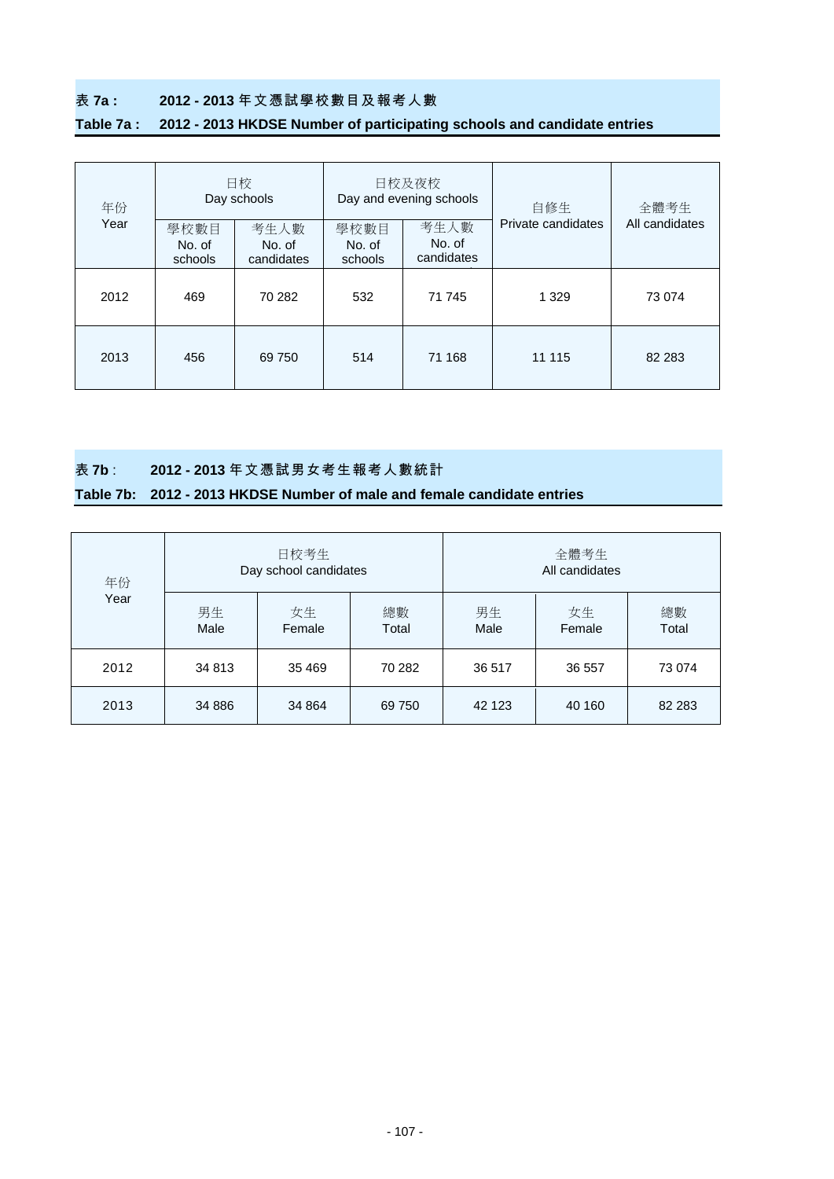## 表 7a :　2012 - 2013 年文憑試學校數目及報考人數

## Table 7a :　2012 - 2013 HKDSE Number of participating schools and candidate entries

| 年份 Year | 日校 Day schools | | 日校及夜校 Day and evening schools | | 自修生 Private candidates | 全體考生 All candidates |
|---|---|---|---|---|---|---|
| | 學校數目 No. of schools | 考生人數 No. of candidates | 學校數目 No. of schools | 考生人數 No. of candidates | | |
| 2012 | 469 | 70 282 | 532 | 71 745 | 1 329 | 73 074 |
| 2013 | 456 | 69 750 | 514 | 71 168 | 11 115 | 82 283 |

## 表 7b :　2012 - 2013 年文憑試男女考生報考人數統計

## Table 7b:　2012 - 2013 HKDSE Number of male and female candidate entries

| 年份 Year | 日校考生 Day school candidates | | | 全體考生 All candidates | | |
|---|---|---|---|---|---|---|
| | 男生 Male | 女生 Female | 總數 Total | 男生 Male | 女生 Female | 總數 Total |
| 2012 | 34 813 | 35 469 | 70 282 | 36 517 | 36 557 | 73 074 |
| 2013 | 34 886 | 34 864 | 69 750 | 42 123 | 40 160 | 82 283 |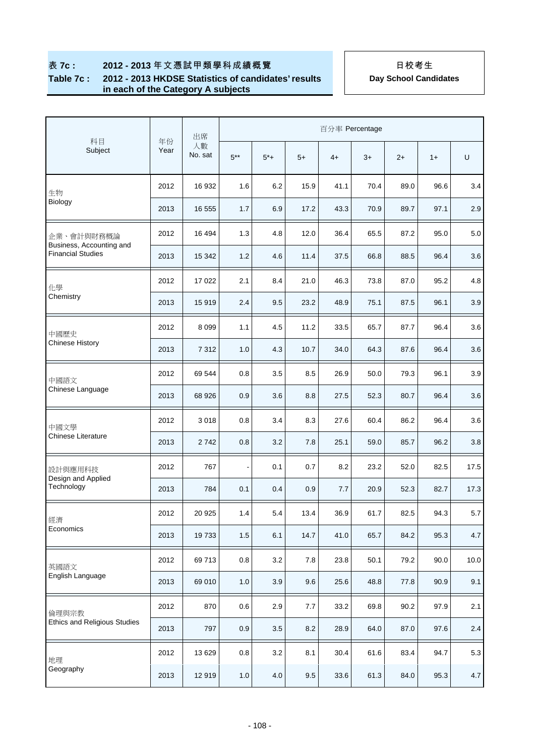## 表 7c : 2012 - 2013 年文憑試甲類學科成績概覽
## Table 7c : 2012 - 2013 HKDSE Statistics of candidates' results in each of the Category A subjects

**日校考生**
**Day School Candidates**

| 科目 Subject | 年份 Year | 出席人數 No. sat | 百分率 Percentage | | | | | | | |
|---|---|---|---|---|---|---|---|---|---|---|
| | | | 5** | 5*+ | 5+ | 4+ | 3+ | 2+ | 1+ | U |
| 生物 Biology | 2012 | 16 932 | 1.6 | 6.2 | 15.9 | 41.1 | 70.4 | 89.0 | 96.6 | 3.4 |
| | 2013 | 16 555 | 1.7 | 6.9 | 17.2 | 43.3 | 70.9 | 89.7 | 97.1 | 2.9 |
| 企業、會計與財務概論 Business, Accounting and Financial Studies | 2012 | 16 494 | 1.3 | 4.8 | 12.0 | 36.4 | 65.5 | 87.2 | 95.0 | 5.0 |
| | 2013 | 15 342 | 1.2 | 4.6 | 11.4 | 37.5 | 66.8 | 88.5 | 96.4 | 3.6 |
| 化學 Chemistry | 2012 | 17 022 | 2.1 | 8.4 | 21.0 | 46.3 | 73.8 | 87.0 | 95.2 | 4.8 |
| | 2013 | 15 919 | 2.4 | 9.5 | 23.2 | 48.9 | 75.1 | 87.5 | 96.1 | 3.9 |
| 中國歷史 Chinese History | 2012 | 8 099 | 1.1 | 4.5 | 11.2 | 33.5 | 65.7 | 87.7 | 96.4 | 3.6 |
| | 2013 | 7 312 | 1.0 | 4.3 | 10.7 | 34.0 | 64.3 | 87.6 | 96.4 | 3.6 |
| 中國語文 Chinese Language | 2012 | 69 544 | 0.8 | 3.5 | 8.5 | 26.9 | 50.0 | 79.3 | 96.1 | 3.9 |
| | 2013 | 68 926 | 0.9 | 3.6 | 8.8 | 27.5 | 52.3 | 80.7 | 96.4 | 3.6 |
| 中國文學 Chinese Literature | 2012 | 3 018 | 0.8 | 3.4 | 8.3 | 27.6 | 60.4 | 86.2 | 96.4 | 3.6 |
| | 2013 | 2 742 | 0.8 | 3.2 | 7.8 | 25.1 | 59.0 | 85.7 | 96.2 | 3.8 |
| 設計與應用科技 Design and Applied Technology | 2012 | 767 | - | 0.1 | 0.7 | 8.2 | 23.2 | 52.0 | 82.5 | 17.5 |
| | 2013 | 784 | 0.1 | 0.4 | 0.9 | 7.7 | 20.9 | 52.3 | 82.7 | 17.3 |
| 經濟 Economics | 2012 | 20 925 | 1.4 | 5.4 | 13.4 | 36.9 | 61.7 | 82.5 | 94.3 | 5.7 |
| | 2013 | 19 733 | 1.5 | 6.1 | 14.7 | 41.0 | 65.7 | 84.2 | 95.3 | 4.7 |
| 英國語文 English Language | 2012 | 69 713 | 0.8 | 3.2 | 7.8 | 23.8 | 50.1 | 79.2 | 90.0 | 10.0 |
| | 2013 | 69 010 | 1.0 | 3.9 | 9.6 | 25.6 | 48.8 | 77.8 | 90.9 | 9.1 |
| 倫理與宗教 Ethics and Religious Studies | 2012 | 870 | 0.6 | 2.9 | 7.7 | 33.2 | 69.8 | 90.2 | 97.9 | 2.1 |
| | 2013 | 797 | 0.9 | 3.5 | 8.2 | 28.9 | 64.0 | 87.0 | 97.6 | 2.4 |
| 地理 Geography | 2012 | 13 629 | 0.8 | 3.2 | 8.1 | 30.4 | 61.6 | 83.4 | 94.7 | 5.3 |
| | 2013 | 12 919 | 1.0 | 4.0 | 9.5 | 33.6 | 61.3 | 84.0 | 95.3 | 4.7 |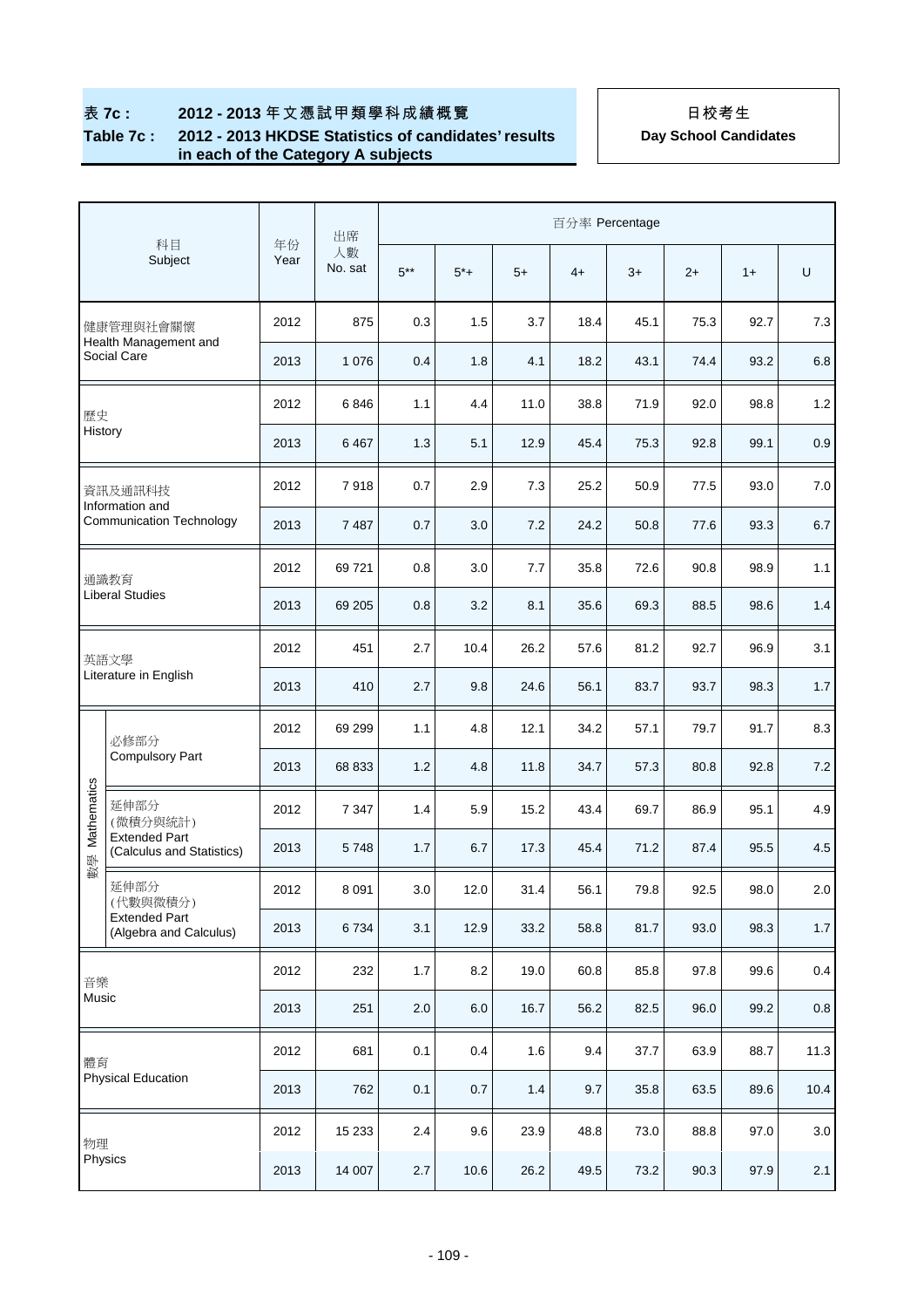**表 7c : 2012 - 2013 年文憑試甲類學科成績概覽**

**Table 7c : 2012 - 2013 HKDSE Statistics of candidates' results in each of the Category A subjects**

**日校考生**

**Day School Candidates**

| 科目 Subject | | 年份 Year | 出席人數 No. sat | 百分率 Percentage | | | | | | | |
|---|---|---|---|---|---|---|---|---|---|---|---|
| | | | | 5** | 5*+ | 5+ | 4+ | 3+ | 2+ | 1+ | U |
| 健康管理與社會關懷 Health Management and Social Care | | 2012 | 875 | 0.3 | 1.5 | 3.7 | 18.4 | 45.1 | 75.3 | 92.7 | 7.3 |
| | | 2013 | 1 076 | 0.4 | 1.8 | 4.1 | 18.2 | 43.1 | 74.4 | 93.2 | 6.8 |
| 歷史 History | | 2012 | 6 846 | 1.1 | 4.4 | 11.0 | 38.8 | 71.9 | 92.0 | 98.8 | 1.2 |
| | | 2013 | 6 467 | 1.3 | 5.1 | 12.9 | 45.4 | 75.3 | 92.8 | 99.1 | 0.9 |
| 資訊及通訊科技 Information and Communication Technology | | 2012 | 7 918 | 0.7 | 2.9 | 7.3 | 25.2 | 50.9 | 77.5 | 93.0 | 7.0 |
| | | 2013 | 7 487 | 0.7 | 3.0 | 7.2 | 24.2 | 50.8 | 77.6 | 93.3 | 6.7 |
| 通識教育 Liberal Studies | | 2012 | 69 721 | 0.8 | 3.0 | 7.7 | 35.8 | 72.6 | 90.8 | 98.9 | 1.1 |
| | | 2013 | 69 205 | 0.8 | 3.2 | 8.1 | 35.6 | 69.3 | 88.5 | 98.6 | 1.4 |
| 英語文學 Literature in English | | 2012 | 451 | 2.7 | 10.4 | 26.2 | 57.6 | 81.2 | 92.7 | 96.9 | 3.1 |
| | | 2013 | 410 | 2.7 | 9.8 | 24.6 | 56.1 | 83.7 | 93.7 | 98.3 | 1.7 |
| 數學 Mathematics | 必修部分 Compulsory Part | 2012 | 69 299 | 1.1 | 4.8 | 12.1 | 34.2 | 57.1 | 79.7 | 91.7 | 8.3 |
| | | 2013 | 68 833 | 1.2 | 4.8 | 11.8 | 34.7 | 57.3 | 80.8 | 92.8 | 7.2 |
| | 延伸部分(微積分與統計) Extended Part (Calculus and Statistics) | 2012 | 7 347 | 1.4 | 5.9 | 15.2 | 43.4 | 69.7 | 86.9 | 95.1 | 4.9 |
| | | 2013 | 5 748 | 1.7 | 6.7 | 17.3 | 45.4 | 71.2 | 87.4 | 95.5 | 4.5 |
| | 延伸部分(代數與微積分) Extended Part (Algebra and Calculus) | 2012 | 8 091 | 3.0 | 12.0 | 31.4 | 56.1 | 79.8 | 92.5 | 98.0 | 2.0 |
| | | 2013 | 6 734 | 3.1 | 12.9 | 33.2 | 58.8 | 81.7 | 93.0 | 98.3 | 1.7 |
| 音樂 Music | | 2012 | 232 | 1.7 | 8.2 | 19.0 | 60.8 | 85.8 | 97.8 | 99.6 | 0.4 |
| | | 2013 | 251 | 2.0 | 6.0 | 16.7 | 56.2 | 82.5 | 96.0 | 99.2 | 0.8 |
| 體育 Physical Education | | 2012 | 681 | 0.1 | 0.4 | 1.6 | 9.4 | 37.7 | 63.9 | 88.7 | 11.3 |
| | | 2013 | 762 | 0.1 | 0.7 | 1.4 | 9.7 | 35.8 | 63.5 | 89.6 | 10.4 |
| 物理 Physics | | 2012 | 15 233 | 2.4 | 9.6 | 23.9 | 48.8 | 73.0 | 88.8 | 97.0 | 3.0 |
| | | 2013 | 14 007 | 2.7 | 10.6 | 26.2 | 49.5 | 73.2 | 90.3 | 97.9 | 2.1 |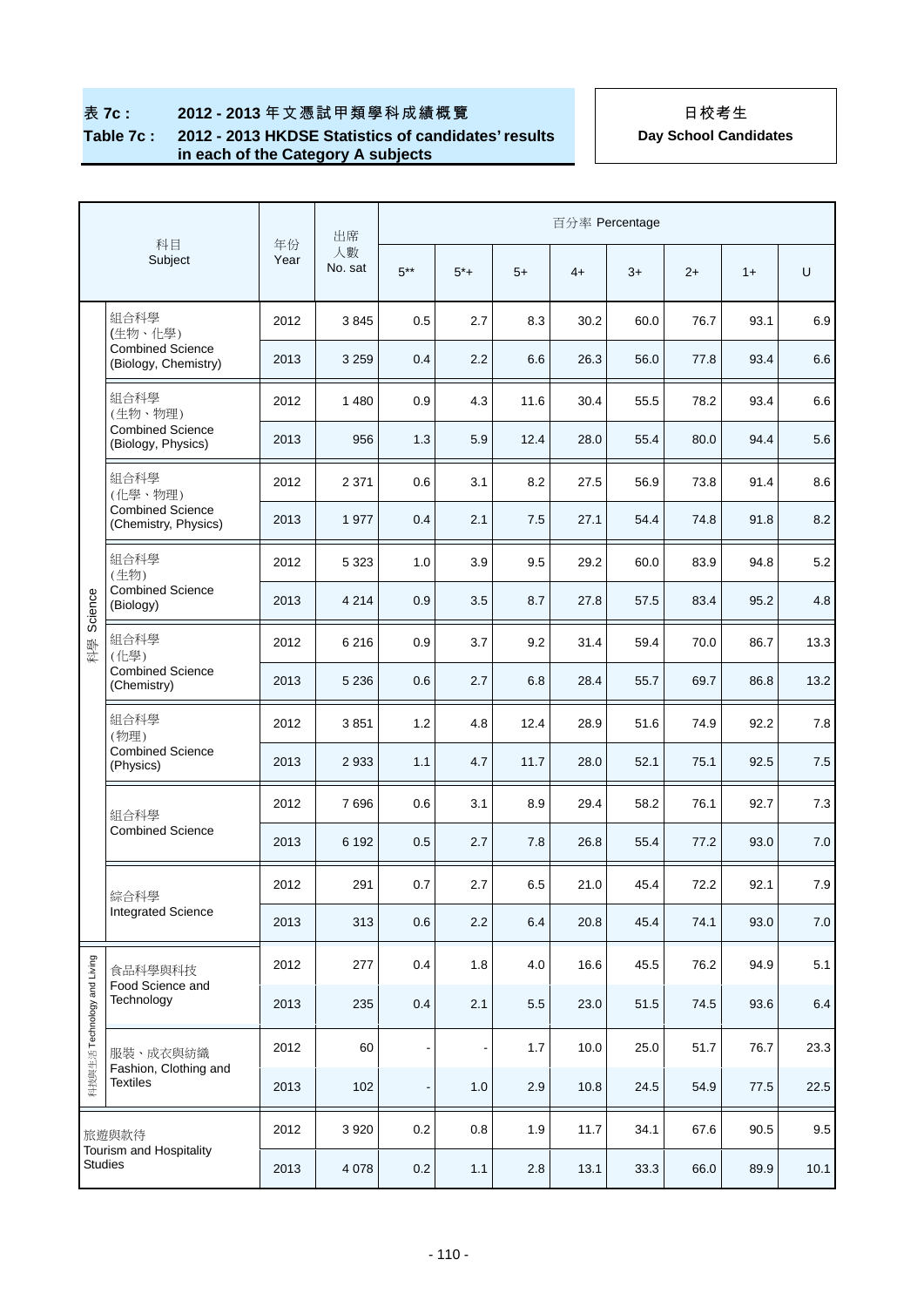**表 7c : 2012 - 2013 年文憑試甲類學科成績概覽**
**Table 7c : 2012 - 2013 HKDSE Statistics of candidates' results in each of the Category A subjects**

**日校考生**
**Day School Candidates**

| | 科目 Subject | 年份 Year | 出席人數 No. sat | 百分率 Percentage | | | | | | | |
|---|---|---|---|---|---|---|---|---|---|---|---|
| | | | | 5** | 5*+ | 5+ | 4+ | 3+ | 2+ | 1+ | U |
| 科學 Science | 組合科學 (生物、化學) Combined Science (Biology, Chemistry) | 2012 | 3 845 | 0.5 | 2.7 | 8.3 | 30.2 | 60.0 | 76.7 | 93.1 | 6.9 |
| | | 2013 | 3 259 | 0.4 | 2.2 | 6.6 | 26.3 | 56.0 | 77.8 | 93.4 | 6.6 |
| | 組合科學 (生物、物理) Combined Science (Biology, Physics) | 2012 | 1 480 | 0.9 | 4.3 | 11.6 | 30.4 | 55.5 | 78.2 | 93.4 | 6.6 |
| | | 2013 | 956 | 1.3 | 5.9 | 12.4 | 28.0 | 55.4 | 80.0 | 94.4 | 5.6 |
| | 組合科學 (化學、物理) Combined Science (Chemistry, Physics) | 2012 | 2 371 | 0.6 | 3.1 | 8.2 | 27.5 | 56.9 | 73.8 | 91.4 | 8.6 |
| | | 2013 | 1 977 | 0.4 | 2.1 | 7.5 | 27.1 | 54.4 | 74.8 | 91.8 | 8.2 |
| | 組合科學 (生物) Combined Science (Biology) | 2012 | 5 323 | 1.0 | 3.9 | 9.5 | 29.2 | 60.0 | 83.9 | 94.8 | 5.2 |
| | | 2013 | 4 214 | 0.9 | 3.5 | 8.7 | 27.8 | 57.5 | 83.4 | 95.2 | 4.8 |
| | 組合科學 (化學) Combined Science (Chemistry) | 2012 | 6 216 | 0.9 | 3.7 | 9.2 | 31.4 | 59.4 | 70.0 | 86.7 | 13.3 |
| | | 2013 | 5 236 | 0.6 | 2.7 | 6.8 | 28.4 | 55.7 | 69.7 | 86.8 | 13.2 |
| | 組合科學 (物理) Combined Science (Physics) | 2012 | 3 851 | 1.2 | 4.8 | 12.4 | 28.9 | 51.6 | 74.9 | 92.2 | 7.8 |
| | | 2013 | 2 933 | 1.1 | 4.7 | 11.7 | 28.0 | 52.1 | 75.1 | 92.5 | 7.5 |
| | 組合科學 Combined Science | 2012 | 7 696 | 0.6 | 3.1 | 8.9 | 29.4 | 58.2 | 76.1 | 92.7 | 7.3 |
| | | 2013 | 6 192 | 0.5 | 2.7 | 7.8 | 26.8 | 55.4 | 77.2 | 93.0 | 7.0 |
| | 綜合科學 Integrated Science | 2012 | 291 | 0.7 | 2.7 | 6.5 | 21.0 | 45.4 | 72.2 | 92.1 | 7.9 |
| | | 2013 | 313 | 0.6 | 2.2 | 6.4 | 20.8 | 45.4 | 74.1 | 93.0 | 7.0 |
| 科技與生活 Technology and Living | 食品科學與科技 Food Science and Technology | 2012 | 277 | 0.4 | 1.8 | 4.0 | 16.6 | 45.5 | 76.2 | 94.9 | 5.1 |
| | | 2013 | 235 | 0.4 | 2.1 | 5.5 | 23.0 | 51.5 | 74.5 | 93.6 | 6.4 |
| | 服裝、成衣與紡織 Fashion, Clothing and Textiles | 2012 | 60 | - | - | 1.7 | 10.0 | 25.0 | 51.7 | 76.7 | 23.3 |
| | | 2013 | 102 | - | 1.0 | 2.9 | 10.8 | 24.5 | 54.9 | 77.5 | 22.5 |
| 旅遊與款待 Tourism and Hospitality Studies | | 2012 | 3 920 | 0.2 | 0.8 | 1.9 | 11.7 | 34.1 | 67.6 | 90.5 | 9.5 |
| | | 2013 | 4 078 | 0.2 | 1.1 | 2.8 | 13.1 | 33.3 | 66.0 | 89.9 | 10.1 |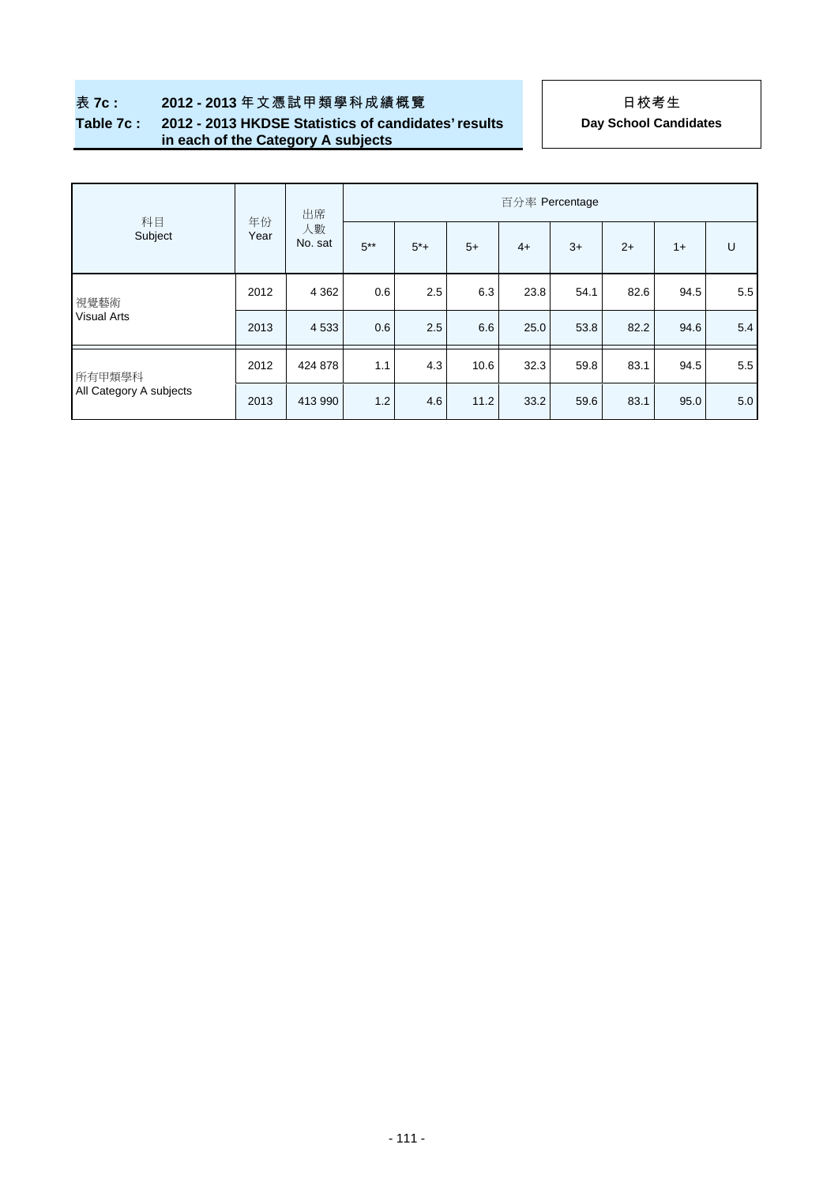## 表 7c : 2012 - 2013 年文憑試甲類學科成績概覽

## Table 7c : 2012 - 2013 HKDSE Statistics of candidates' results in each of the Category A subjects

**日校考生**

**Day School Candidates**

| 科目<br>Subject | 年份<br>Year | 出席人數<br>No. sat | 百分率 Percentage | | | | | | | |
|---|---|---|---|---|---|---|---|---|---|---|
| | | | 5** | 5*+ | 5+ | 4+ | 3+ | 2+ | 1+ | U |
| 視覺藝術<br>Visual Arts | 2012 | 4 362 | 0.6 | 2.5 | 6.3 | 23.8 | 54.1 | 82.6 | 94.5 | 5.5 |
| | 2013 | 4 533 | 0.6 | 2.5 | 6.6 | 25.0 | 53.8 | 82.2 | 94.6 | 5.4 |
| 所有甲類學科<br>All Category A subjects | 2012 | 424 878 | 1.1 | 4.3 | 10.6 | 32.3 | 59.8 | 83.1 | 94.5 | 5.5 |
| | 2013 | 413 990 | 1.2 | 4.6 | 11.2 | 33.2 | 59.6 | 83.1 | 95.0 | 5.0 |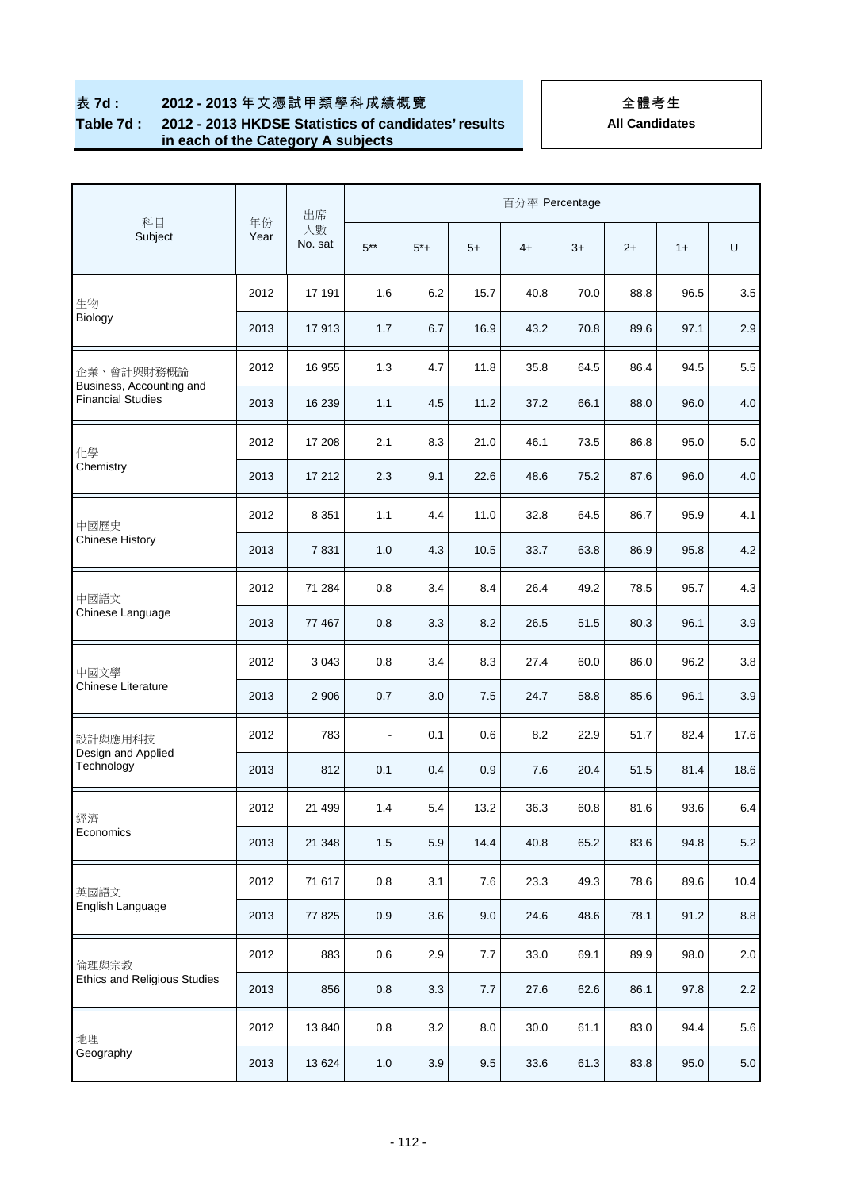# 表 7d : 2012 - 2013 年文憑試甲類學科成績概覽
# Table 7d : 2012 - 2013 HKDSE Statistics of candidates' results in each of the Category A subjects

**全體考生**
**All Candidates**

| 科目 Subject | 年份 Year | 出席人數 No. sat | 百分率 Percentage | | | | | | | |
|---|---|---|---|---|---|---|---|---|---|---|
| | | | 5** | 5*+ | 5+ | 4+ | 3+ | 2+ | 1+ | U |
| 生物 Biology | 2012 | 17 191 | 1.6 | 6.2 | 15.7 | 40.8 | 70.0 | 88.8 | 96.5 | 3.5 |
| | 2013 | 17 913 | 1.7 | 6.7 | 16.9 | 43.2 | 70.8 | 89.6 | 97.1 | 2.9 |
| 企業、會計與財務概論 Business, Accounting and Financial Studies | 2012 | 16 955 | 1.3 | 4.7 | 11.8 | 35.8 | 64.5 | 86.4 | 94.5 | 5.5 |
| | 2013 | 16 239 | 1.1 | 4.5 | 11.2 | 37.2 | 66.1 | 88.0 | 96.0 | 4.0 |
| 化學 Chemistry | 2012 | 17 208 | 2.1 | 8.3 | 21.0 | 46.1 | 73.5 | 86.8 | 95.0 | 5.0 |
| | 2013 | 17 212 | 2.3 | 9.1 | 22.6 | 48.6 | 75.2 | 87.6 | 96.0 | 4.0 |
| 中國歷史 Chinese History | 2012 | 8 351 | 1.1 | 4.4 | 11.0 | 32.8 | 64.5 | 86.7 | 95.9 | 4.1 |
| | 2013 | 7 831 | 1.0 | 4.3 | 10.5 | 33.7 | 63.8 | 86.9 | 95.8 | 4.2 |
| 中國語文 Chinese Language | 2012 | 71 284 | 0.8 | 3.4 | 8.4 | 26.4 | 49.2 | 78.5 | 95.7 | 4.3 |
| | 2013 | 77 467 | 0.8 | 3.3 | 8.2 | 26.5 | 51.5 | 80.3 | 96.1 | 3.9 |
| 中國文學 Chinese Literature | 2012 | 3 043 | 0.8 | 3.4 | 8.3 | 27.4 | 60.0 | 86.0 | 96.2 | 3.8 |
| | 2013 | 2 906 | 0.7 | 3.0 | 7.5 | 24.7 | 58.8 | 85.6 | 96.1 | 3.9 |
| 設計與應用科技 Design and Applied Technology | 2012 | 783 | - | 0.1 | 0.6 | 8.2 | 22.9 | 51.7 | 82.4 | 17.6 |
| | 2013 | 812 | 0.1 | 0.4 | 0.9 | 7.6 | 20.4 | 51.5 | 81.4 | 18.6 |
| 經濟 Economics | 2012 | 21 499 | 1.4 | 5.4 | 13.2 | 36.3 | 60.8 | 81.6 | 93.6 | 6.4 |
| | 2013 | 21 348 | 1.5 | 5.9 | 14.4 | 40.8 | 65.2 | 83.6 | 94.8 | 5.2 |
| 英國語文 English Language | 2012 | 71 617 | 0.8 | 3.1 | 7.6 | 23.3 | 49.3 | 78.6 | 89.6 | 10.4 |
| | 2013 | 77 825 | 0.9 | 3.6 | 9.0 | 24.6 | 48.6 | 78.1 | 91.2 | 8.8 |
| 倫理與宗教 Ethics and Religious Studies | 2012 | 883 | 0.6 | 2.9 | 7.7 | 33.0 | 69.1 | 89.9 | 98.0 | 2.0 |
| | 2013 | 856 | 0.8 | 3.3 | 7.7 | 27.6 | 62.6 | 86.1 | 97.8 | 2.2 |
| 地理 Geography | 2012 | 13 840 | 0.8 | 3.2 | 8.0 | 30.0 | 61.1 | 83.0 | 94.4 | 5.6 |
| | 2013 | 13 624 | 1.0 | 3.9 | 9.5 | 33.6 | 61.3 | 83.8 | 95.0 | 5.0 |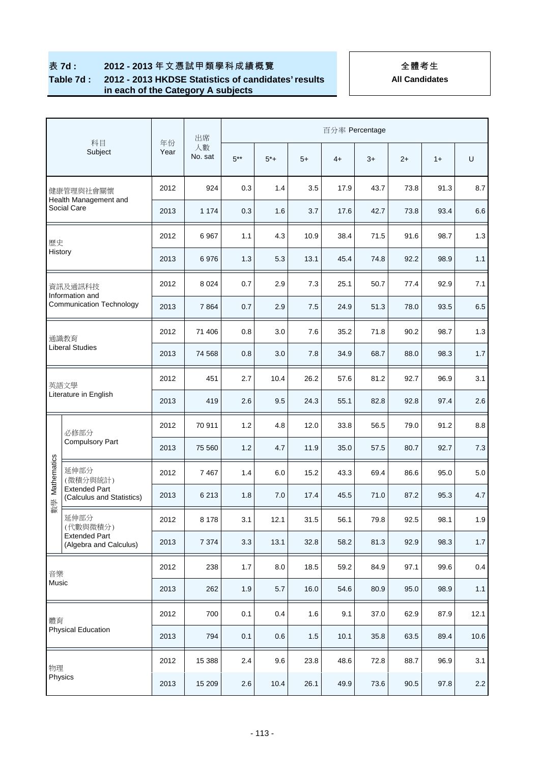**表 7d : 2012 - 2013 年文憑試甲類學科成績概覽**

**Table 7d : 2012 - 2013 HKDSE Statistics of candidates' results in each of the Category A subjects**

**全體考生**
**All Candidates**

| 科目 Subject | | 年份 Year | 出席人數 No. sat | 百分率 Percentage | | | | | | | |
|---|---|---|---|---|---|---|---|---|---|---|---|
| | | | | 5** | 5*+ | 5+ | 4+ | 3+ | 2+ | 1+ | U |
| 健康管理與社會關懷 Health Management and Social Care | | 2012 | 924 | 0.3 | 1.4 | 3.5 | 17.9 | 43.7 | 73.8 | 91.3 | 8.7 |
| | | 2013 | 1 174 | 0.3 | 1.6 | 3.7 | 17.6 | 42.7 | 73.8 | 93.4 | 6.6 |
| 歷史 History | | 2012 | 6 967 | 1.1 | 4.3 | 10.9 | 38.4 | 71.5 | 91.6 | 98.7 | 1.3 |
| | | 2013 | 6 976 | 1.3 | 5.3 | 13.1 | 45.4 | 74.8 | 92.2 | 98.9 | 1.1 |
| 資訊及通訊科技 Information and Communication Technology | | 2012 | 8 024 | 0.7 | 2.9 | 7.3 | 25.1 | 50.7 | 77.4 | 92.9 | 7.1 |
| | | 2013 | 7 864 | 0.7 | 2.9 | 7.5 | 24.9 | 51.3 | 78.0 | 93.5 | 6.5 |
| 通識教育 Liberal Studies | | 2012 | 71 406 | 0.8 | 3.0 | 7.6 | 35.2 | 71.8 | 90.2 | 98.7 | 1.3 |
| | | 2013 | 74 568 | 0.8 | 3.0 | 7.8 | 34.9 | 68.7 | 88.0 | 98.3 | 1.7 |
| 英語文學 Literature in English | | 2012 | 451 | 2.7 | 10.4 | 26.2 | 57.6 | 81.2 | 92.7 | 96.9 | 3.1 |
| | | 2013 | 419 | 2.6 | 9.5 | 24.3 | 55.1 | 82.8 | 92.8 | 97.4 | 2.6 |
| 數學 Mathematics | 必修部分 Compulsory Part | 2012 | 70 911 | 1.2 | 4.8 | 12.0 | 33.8 | 56.5 | 79.0 | 91.2 | 8.8 |
| | | 2013 | 75 560 | 1.2 | 4.7 | 11.9 | 35.0 | 57.5 | 80.7 | 92.7 | 7.3 |
| | 延伸部分 (微積分與統計) Extended Part (Calculus and Statistics) | 2012 | 7 467 | 1.4 | 6.0 | 15.2 | 43.3 | 69.4 | 86.6 | 95.0 | 5.0 |
| | | 2013 | 6 213 | 1.8 | 7.0 | 17.4 | 45.5 | 71.0 | 87.2 | 95.3 | 4.7 |
| | 延伸部分 (代數與微積分) Extended Part (Algebra and Calculus) | 2012 | 8 178 | 3.1 | 12.1 | 31.5 | 56.1 | 79.8 | 92.5 | 98.1 | 1.9 |
| | | 2013 | 7 374 | 3.3 | 13.1 | 32.8 | 58.2 | 81.3 | 92.9 | 98.3 | 1.7 |
| 音樂 Music | | 2012 | 238 | 1.7 | 8.0 | 18.5 | 59.2 | 84.9 | 97.1 | 99.6 | 0.4 |
| | | 2013 | 262 | 1.9 | 5.7 | 16.0 | 54.6 | 80.9 | 95.0 | 98.9 | 1.1 |
| 體育 Physical Education | | 2012 | 700 | 0.1 | 0.4 | 1.6 | 9.1 | 37.0 | 62.9 | 87.9 | 12.1 |
| | | 2013 | 794 | 0.1 | 0.6 | 1.5 | 10.1 | 35.8 | 63.5 | 89.4 | 10.6 |
| 物理 Physics | | 2012 | 15 388 | 2.4 | 9.6 | 23.8 | 48.6 | 72.8 | 88.7 | 96.9 | 3.1 |
| | | 2013 | 15 209 | 2.6 | 10.4 | 26.1 | 49.9 | 73.6 | 90.5 | 97.8 | 2.2 |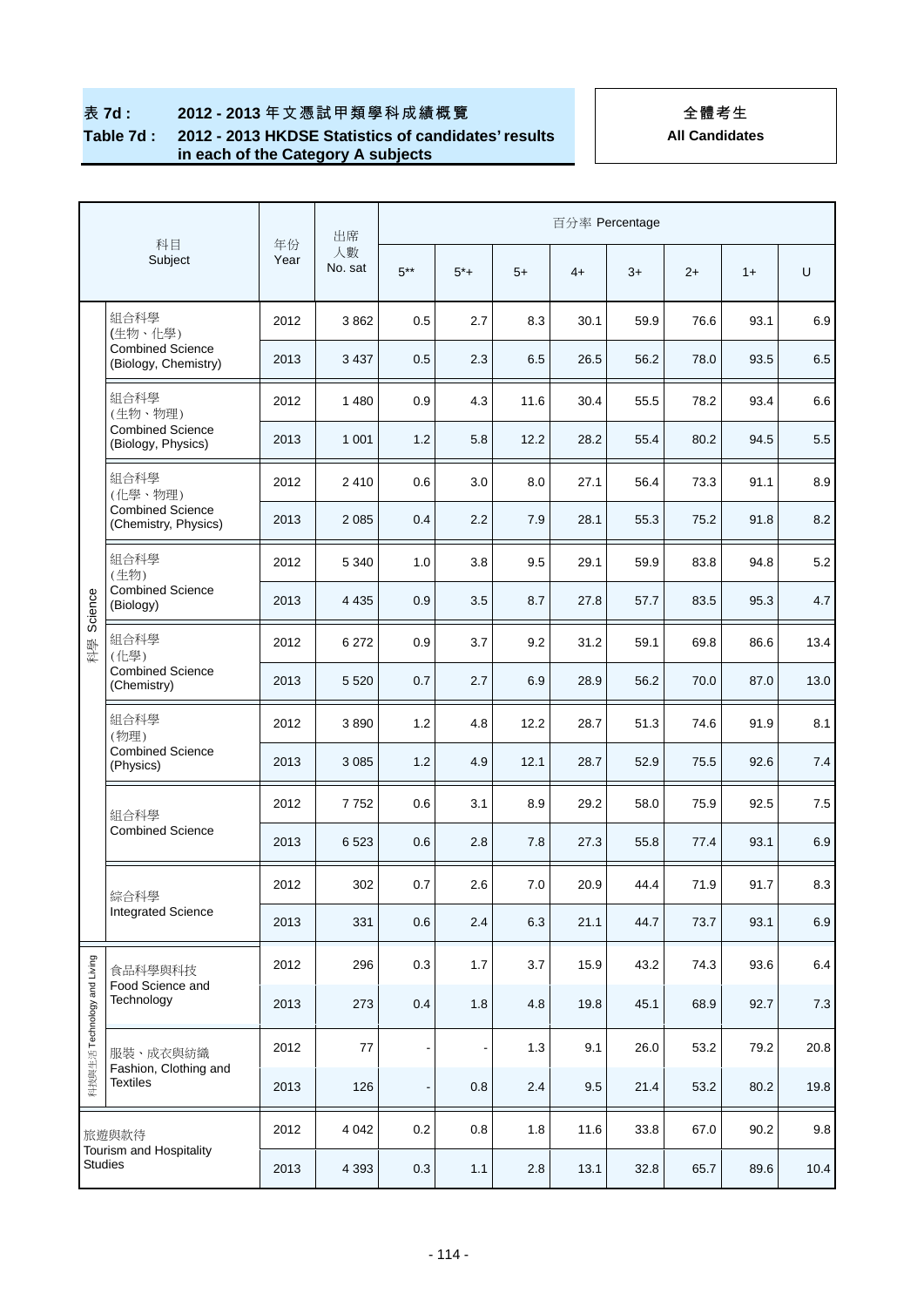**表 7d : 2012 - 2013 年文憑試甲類學科成績概覽**

**Table 7d : 2012 - 2013 HKDSE Statistics of candidates' results in each of the Category A subjects**

**全體考生**

**All Candidates**

| | 科目 Subject | 年份 Year | 出席人數 No. sat | 百分率 Percentage | | | | | | | |
|---|---|---|---|---|---|---|---|---|---|---|---|
| | | | | 5** | 5*+ | 5+ | 4+ | 3+ | 2+ | 1+ | U |
| 科學 Science | 組合科學 (生物、化學) Combined Science (Biology, Chemistry) | 2012 | 3 862 | 0.5 | 2.7 | 8.3 | 30.1 | 59.9 | 76.6 | 93.1 | 6.9 |
| | | 2013 | 3 437 | 0.5 | 2.3 | 6.5 | 26.5 | 56.2 | 78.0 | 93.5 | 6.5 |
| | 組合科學 (生物、物理) Combined Science (Biology, Physics) | 2012 | 1 480 | 0.9 | 4.3 | 11.6 | 30.4 | 55.5 | 78.2 | 93.4 | 6.6 |
| | | 2013 | 1 001 | 1.2 | 5.8 | 12.2 | 28.2 | 55.4 | 80.2 | 94.5 | 5.5 |
| | 組合科學 (化學、物理) Combined Science (Chemistry, Physics) | 2012 | 2 410 | 0.6 | 3.0 | 8.0 | 27.1 | 56.4 | 73.3 | 91.1 | 8.9 |
| | | 2013 | 2 085 | 0.4 | 2.2 | 7.9 | 28.1 | 55.3 | 75.2 | 91.8 | 8.2 |
| | 組合科學 (生物) Combined Science (Biology) | 2012 | 5 340 | 1.0 | 3.8 | 9.5 | 29.1 | 59.9 | 83.8 | 94.8 | 5.2 |
| | | 2013 | 4 435 | 0.9 | 3.5 | 8.7 | 27.8 | 57.7 | 83.5 | 95.3 | 4.7 |
| | 組合科學 (化學) Combined Science (Chemistry) | 2012 | 6 272 | 0.9 | 3.7 | 9.2 | 31.2 | 59.1 | 69.8 | 86.6 | 13.4 |
| | | 2013 | 5 520 | 0.7 | 2.7 | 6.9 | 28.9 | 56.2 | 70.0 | 87.0 | 13.0 |
| | 組合科學 (物理) Combined Science (Physics) | 2012 | 3 890 | 1.2 | 4.8 | 12.2 | 28.7 | 51.3 | 74.6 | 91.9 | 8.1 |
| | | 2013 | 3 085 | 1.2 | 4.9 | 12.1 | 28.7 | 52.9 | 75.5 | 92.6 | 7.4 |
| | 組合科學 Combined Science | 2012 | 7 752 | 0.6 | 3.1 | 8.9 | 29.2 | 58.0 | 75.9 | 92.5 | 7.5 |
| | | 2013 | 6 523 | 0.6 | 2.8 | 7.8 | 27.3 | 55.8 | 77.4 | 93.1 | 6.9 |
| | 綜合科學 Integrated Science | 2012 | 302 | 0.7 | 2.6 | 7.0 | 20.9 | 44.4 | 71.9 | 91.7 | 8.3 |
| | | 2013 | 331 | 0.6 | 2.4 | 6.3 | 21.1 | 44.7 | 73.7 | 93.1 | 6.9 |
| 科技與生活 Technology and Living | 食品科學與科技 Food Science and Technology | 2012 | 296 | 0.3 | 1.7 | 3.7 | 15.9 | 43.2 | 74.3 | 93.6 | 6.4 |
| | | 2013 | 273 | 0.4 | 1.8 | 4.8 | 19.8 | 45.1 | 68.9 | 92.7 | 7.3 |
| | 服裝、成衣與紡織 Fashion, Clothing and Textiles | 2012 | 77 | - | - | 1.3 | 9.1 | 26.0 | 53.2 | 79.2 | 20.8 |
| | | 2013 | 126 | - | 0.8 | 2.4 | 9.5 | 21.4 | 53.2 | 80.2 | 19.8 |
| 旅遊與款待 Tourism and Hospitality Studies | | 2012 | 4 042 | 0.2 | 0.8 | 1.8 | 11.6 | 33.8 | 67.0 | 90.2 | 9.8 |
| | | 2013 | 4 393 | 0.3 | 1.1 | 2.8 | 13.1 | 32.8 | 65.7 | 89.6 | 10.4 |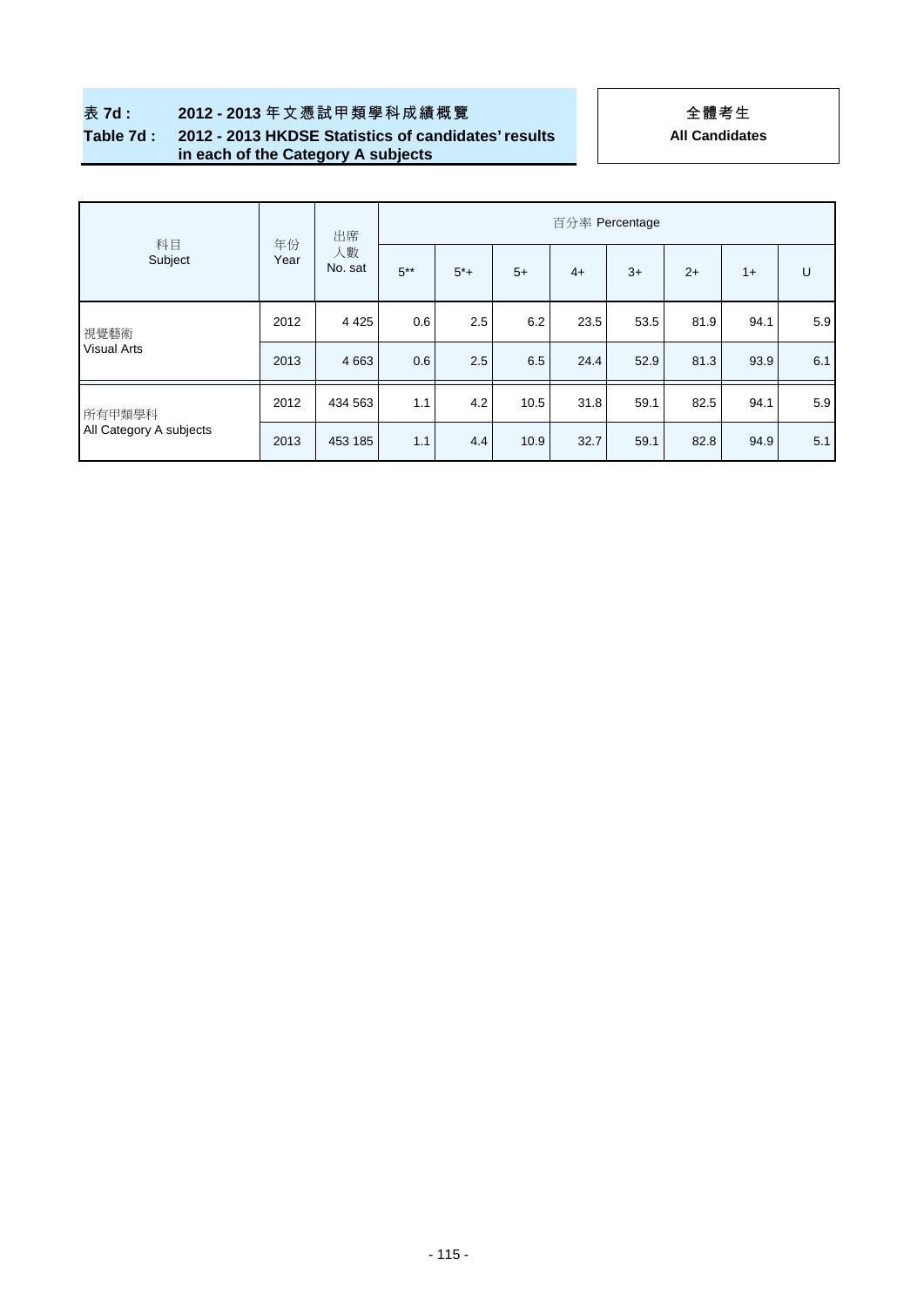**表 7d : 2012 - 2013 年文憑試甲類學科成績概覽**

**Table 7d : 2012 - 2013 HKDSE Statistics of candidates' results in each of the Category A subjects**

**全體考生**

**All Candidates**

| 科目 Subject | 年份 Year | 出席人數 No. sat | 百分率 Percentage | | | | | | | |
|---|---|---|---|---|---|---|---|---|---|---|
| | | | 5** | 5*+ | 5+ | 4+ | 3+ | 2+ | 1+ | U |
| 視覺藝術 Visual Arts | 2012 | 4 425 | 0.6 | 2.5 | 6.2 | 23.5 | 53.5 | 81.9 | 94.1 | 5.9 |
| | 2013 | 4 663 | 0.6 | 2.5 | 6.5 | 24.4 | 52.9 | 81.3 | 93.9 | 6.1 |
| 所有甲類學科 All Category A subjects | 2012 | 434 563 | 1.1 | 4.2 | 10.5 | 31.8 | 59.1 | 82.5 | 94.1 | 5.9 |
| | 2013 | 453 185 | 1.1 | 4.4 | 10.9 | 32.7 | 59.1 | 82.8 | 94.9 | 5.1 |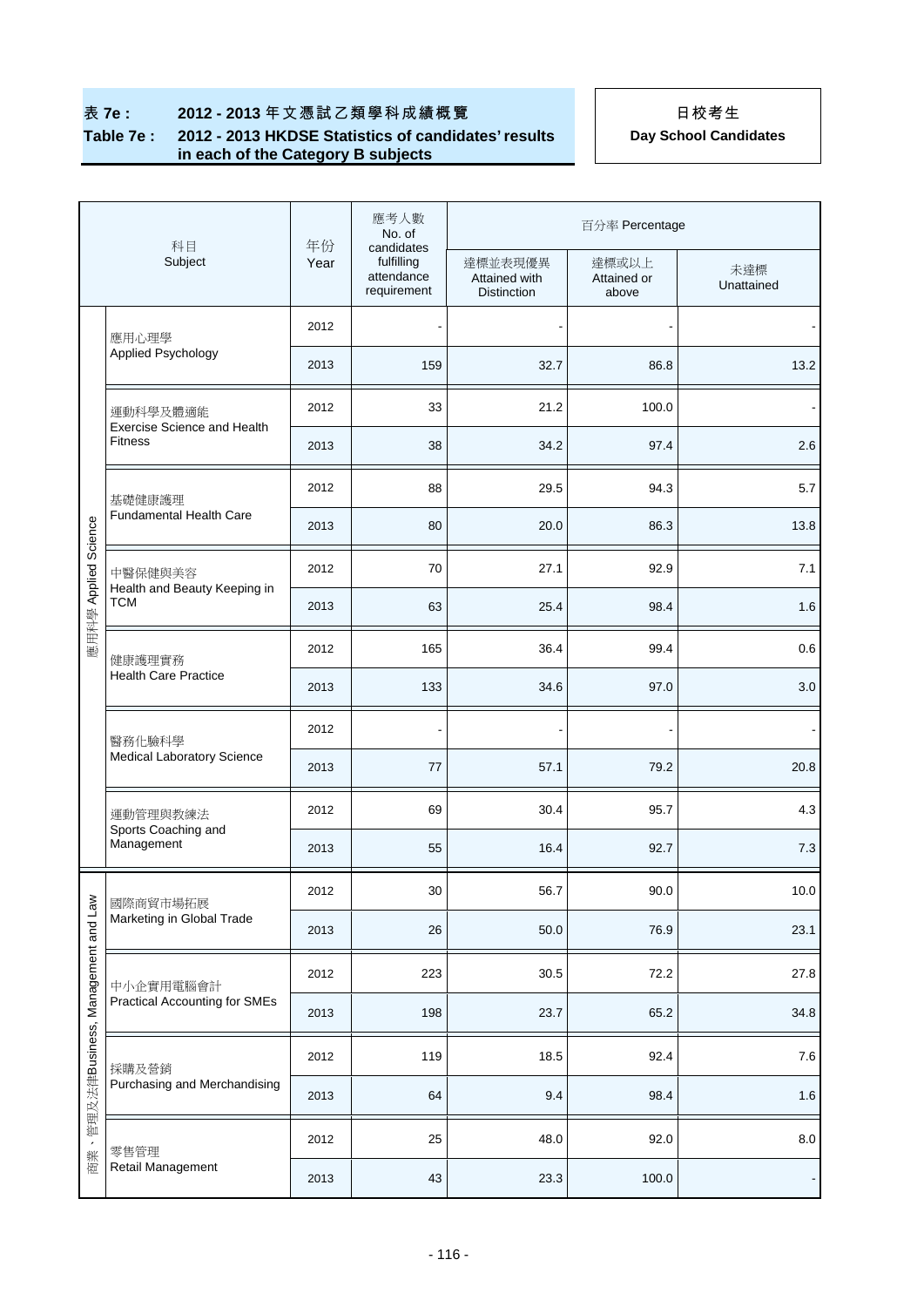**表 7e : 2012 - 2013 年文憑試乙類學科成績概覽**

**Table 7e : 2012 - 2013 HKDSE Statistics of candidates' results in each of the Category B subjects**

**日校考生**

**Day School Candidates**

| | 科目 Subject | 年份 Year | 應考人數 No. of candidates fulfilling attendance requirement | 百分率 Percentage | | |
|---|---|---|---|---|---|---|
| | | | | 達標並表現優異 Attained with Distinction | 達標或以上 Attained or above | 未達標 Unattained |
| 應用科學 Applied Science | 應用心理學 Applied Psychology | 2012 | - | - | - | - |
| | | 2013 | 159 | 32.7 | 86.8 | 13.2 |
| | 運動科學及體適能 Exercise Science and Health Fitness | 2012 | 33 | 21.2 | 100.0 | - |
| | | 2013 | 38 | 34.2 | 97.4 | 2.6 |
| | 基礎健康護理 Fundamental Health Care | 2012 | 88 | 29.5 | 94.3 | 5.7 |
| | | 2013 | 80 | 20.0 | 86.3 | 13.8 |
| | 中醫保健與美容 Health and Beauty Keeping in TCM | 2012 | 70 | 27.1 | 92.9 | 7.1 |
| | | 2013 | 63 | 25.4 | 98.4 | 1.6 |
| | 健康護理實務 Health Care Practice | 2012 | 165 | 36.4 | 99.4 | 0.6 |
| | | 2013 | 133 | 34.6 | 97.0 | 3.0 |
| | 醫務化驗科學 Medical Laboratory Science | 2012 | - | - | - | - |
| | | 2013 | 77 | 57.1 | 79.2 | 20.8 |
| | 運動管理與教練法 Sports Coaching and Management | 2012 | 69 | 30.4 | 95.7 | 4.3 |
| | | 2013 | 55 | 16.4 | 92.7 | 7.3 |
| 商業、管理及法律 Business, Management and Law | 國際商貿市場拓展 Marketing in Global Trade | 2012 | 30 | 56.7 | 90.0 | 10.0 |
| | | 2013 | 26 | 50.0 | 76.9 | 23.1 |
| | 中小企實用電腦會計 Practical Accounting for SMEs | 2012 | 223 | 30.5 | 72.2 | 27.8 |
| | | 2013 | 198 | 23.7 | 65.2 | 34.8 |
| | 採購及營銷 Purchasing and Merchandising | 2012 | 119 | 18.5 | 92.4 | 7.6 |
| | | 2013 | 64 | 9.4 | 98.4 | 1.6 |
| | 零售管理 Retail Management | 2012 | 25 | 48.0 | 92.0 | 8.0 |
| | | 2013 | 43 | 23.3 | 100.0 | - |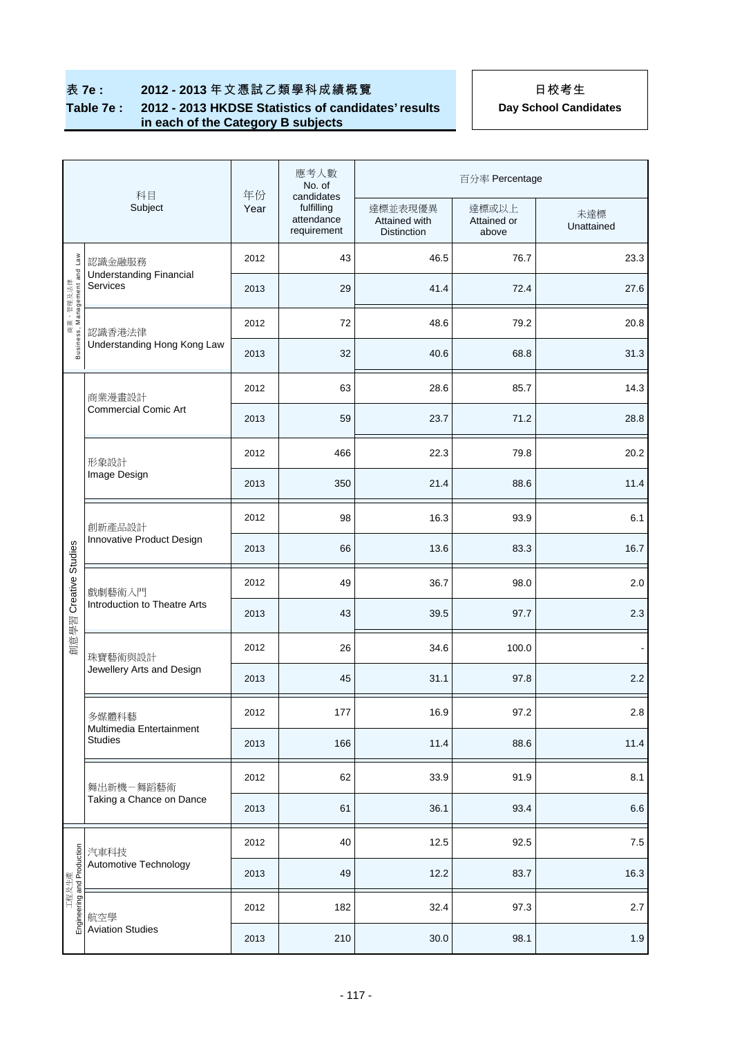**表 7e : 2012 - 2013 年文憑試乙類學科成績概覽**
**Table 7e : 2012 - 2013 HKDSE Statistics of candidates' results in each of the Category B subjects**

**日校考生**
**Day School Candidates**

| | 科目 Subject | 年份 Year | 應考人數 No. of candidates fulfilling attendance requirement | 百分率 Percentage | | |
|---|---|---|---|---|---|---|
| | | | | 達標並表現優異 Attained with Distinction | 達標或以上 Attained or above | 未達標 Unattained |
| 商業、管理及法律 Business, Management and Law | 認識金融服務 Understanding Financial Services | 2012 | 43 | 46.5 | 76.7 | 23.3 |
| | | 2013 | 29 | 41.4 | 72.4 | 27.6 |
| | 認識香港法律 Understanding Hong Kong Law | 2012 | 72 | 48.6 | 79.2 | 20.8 |
| | | 2013 | 32 | 40.6 | 68.8 | 31.3 |
| 創意學習 Creative Studies | 商業漫畫設計 Commercial Comic Art | 2012 | 63 | 28.6 | 85.7 | 14.3 |
| | | 2013 | 59 | 23.7 | 71.2 | 28.8 |
| | 形象設計 Image Design | 2012 | 466 | 22.3 | 79.8 | 20.2 |
| | | 2013 | 350 | 21.4 | 88.6 | 11.4 |
| | 創新產品設計 Innovative Product Design | 2012 | 98 | 16.3 | 93.9 | 6.1 |
| | | 2013 | 66 | 13.6 | 83.3 | 16.7 |
| | 戲劇藝術入門 Introduction to Theatre Arts | 2012 | 49 | 36.7 | 98.0 | 2.0 |
| | | 2013 | 43 | 39.5 | 97.7 | 2.3 |
| | 珠寶藝術與設計 Jewellery Arts and Design | 2012 | 26 | 34.6 | 100.0 | - |
| | | 2013 | 45 | 31.1 | 97.8 | 2.2 |
| | 多媒體科藝 Multimedia Entertainment Studies | 2012 | 177 | 16.9 | 97.2 | 2.8 |
| | | 2013 | 166 | 11.4 | 88.6 | 11.4 |
| | 舞出新機－舞蹈藝術 Taking a Chance on Dance | 2012 | 62 | 33.9 | 91.9 | 8.1 |
| | | 2013 | 61 | 36.1 | 93.4 | 6.6 |
| 工程及生產 Engineering and Production | 汽車科技 Automotive Technology | 2012 | 40 | 12.5 | 92.5 | 7.5 |
| | | 2013 | 49 | 12.2 | 83.7 | 16.3 |
| | 航空學 Aviation Studies | 2012 | 182 | 32.4 | 97.3 | 2.7 |
| | | 2013 | 210 | 30.0 | 98.1 | 1.9 |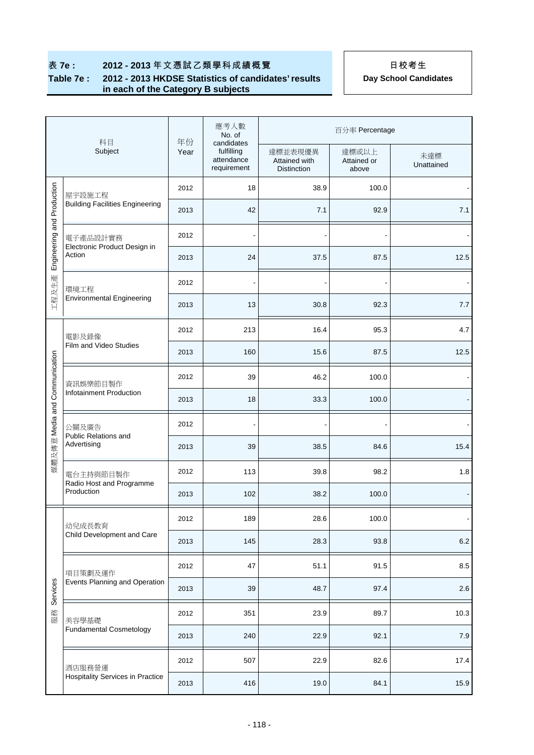## 表 7e : 2012 - 2013 年文憑試乙類學科成績概覽
## Table 7e : 2012 - 2013 HKDSE Statistics of candidates' results in each of the Category B subjects

**日校考生**
**Day School Candidates**

| 科目 Subject | | 年份 Year | 應考人數 No. of candidates fulfilling attendance requirement | 百分率 Percentage | | |
|---|---|---|---|---|---|---|
| | | | | 達標並表現優異 Attained with Distinction | 達標或以上 Attained or above | 未達標 Unattained |
| 工程及生產 Engineering and Production | 屋宇設施工程 Building Facilities Engineering | 2012 | 18 | 38.9 | 100.0 | - |
| | | 2013 | 42 | 7.1 | 92.9 | 7.1 |
| | 電子產品設計實務 Electronic Product Design in Action | 2012 | - | - | - | - |
| | | 2013 | 24 | 37.5 | 87.5 | 12.5 |
| | 環境工程 Environmental Engineering | 2012 | - | - | - | - |
| | | 2013 | 13 | 30.8 | 92.3 | 7.7 |
| 媒體及傳意 Media and Communication | 電影及錄像 Film and Video Studies | 2012 | 213 | 16.4 | 95.3 | 4.7 |
| | | 2013 | 160 | 15.6 | 87.5 | 12.5 |
| | 資訊娛樂節目製作 Infotainment Production | 2012 | 39 | 46.2 | 100.0 | - |
| | | 2013 | 18 | 33.3 | 100.0 | - |
| | 公關及廣告 Public Relations and Advertising | 2012 | - | - | - | - |
| | | 2013 | 39 | 38.5 | 84.6 | 15.4 |
| | 電台主持與節目製作 Radio Host and Programme Production | 2012 | 113 | 39.8 | 98.2 | 1.8 |
| | | 2013 | 102 | 38.2 | 100.0 | - |
| 服務 Services | 幼兒成長教育 Child Development and Care | 2012 | 189 | 28.6 | 100.0 | - |
| | | 2013 | 145 | 28.3 | 93.8 | 6.2 |
| | 項目策劃及運作 Events Planning and Operation | 2012 | 47 | 51.1 | 91.5 | 8.5 |
| | | 2013 | 39 | 48.7 | 97.4 | 2.6 |
| | 美容學基礎 Fundamental Cosmetology | 2012 | 351 | 23.9 | 89.7 | 10.3 |
| | | 2013 | 240 | 22.9 | 92.1 | 7.9 |
| | 酒店服務營運 Hospitality Services in Practice | 2012 | 507 | 22.9 | 82.6 | 17.4 |
| | | 2013 | 416 | 19.0 | 84.1 | 15.9 |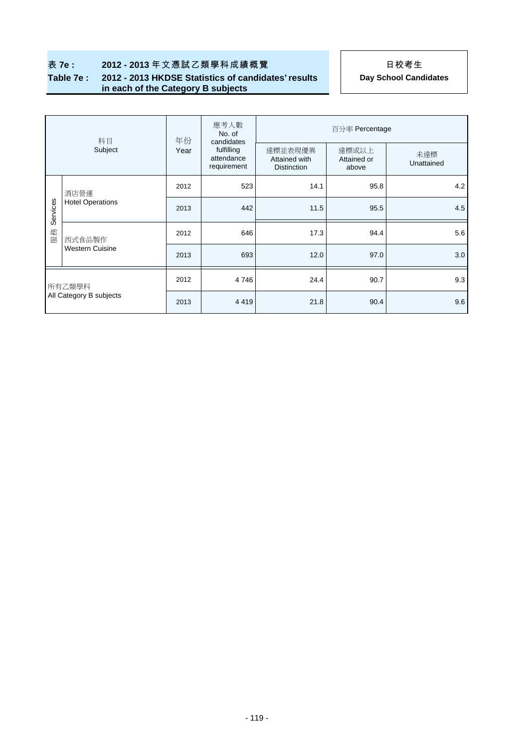## 表 7e : 2012 - 2013 年文憑試乙類學科成績概覽
## Table 7e : 2012 - 2013 HKDSE Statistics of candidates' results in each of the Category B subjects

**日校考生**
**Day School Candidates**

| 科目 Subject | | 年份 Year | 應考人數 No. of candidates fulfilling attendance requirement | 百分率 Percentage | | |
|---|---|---|---|---|---|---|
| | | | | 達標並表現優異 Attained with Distinction | 達標或以上 Attained or above | 未達標 Unattained |
| 服務 Services | 酒店營運 Hotel Operations | 2012 | 523 | 14.1 | 95.8 | 4.2 |
| | | 2013 | 442 | 11.5 | 95.5 | 4.5 |
| | 西式食品製作 Western Cuisine | 2012 | 646 | 17.3 | 94.4 | 5.6 |
| | | 2013 | 693 | 12.0 | 97.0 | 3.0 |
| 所有乙類學科 All Category B subjects | | 2012 | 4 746 | 24.4 | 90.7 | 9.3 |
| | | 2013 | 4 419 | 21.8 | 90.4 | 9.6 |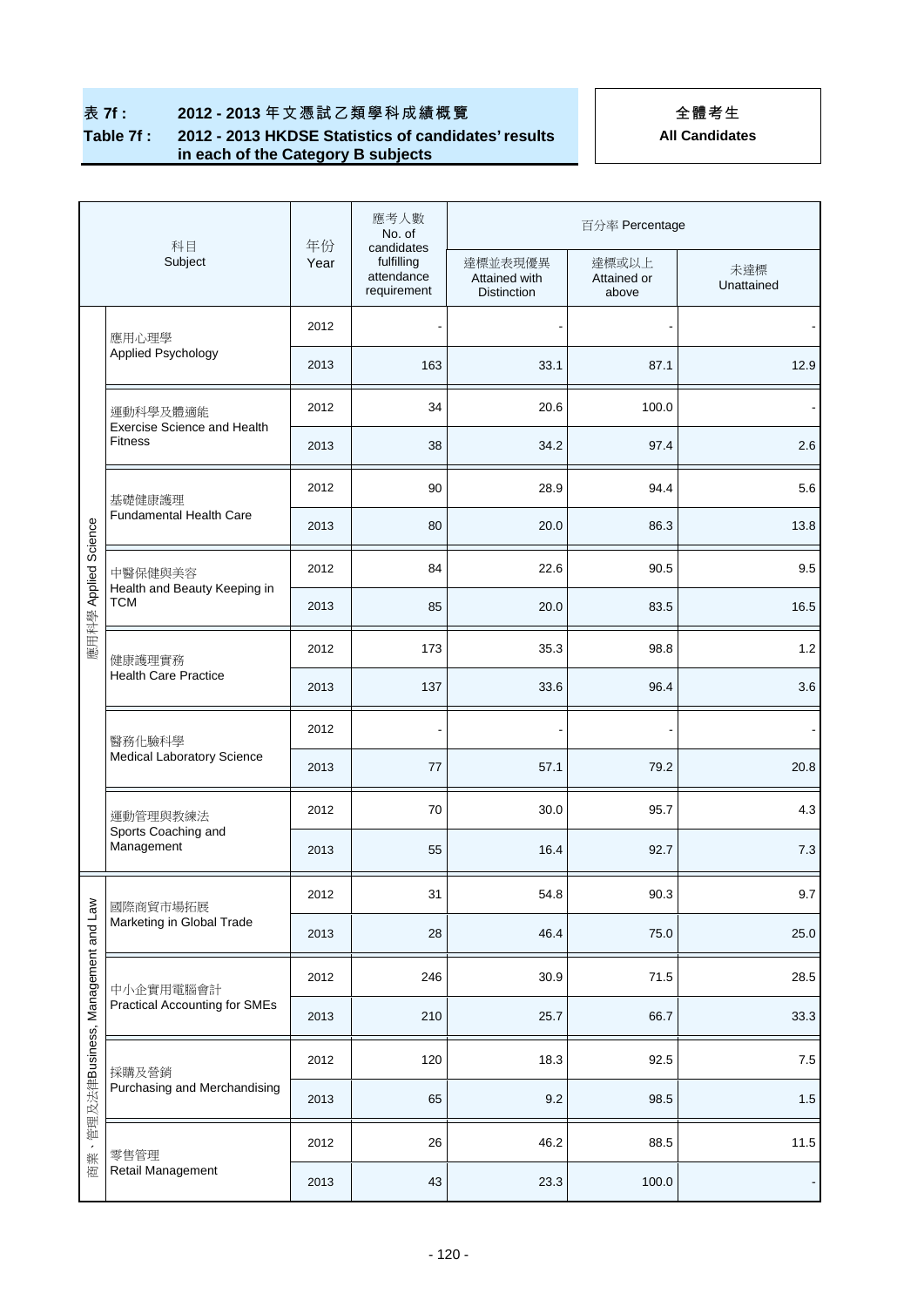**表 7f : 2012 - 2013 年文憑試乙類學科成績概覽**

**Table 7f : 2012 - 2013 HKDSE Statistics of candidates' results in each of the Category B subjects**

**全體考生**
**All Candidates**

| 科目 Subject | | 年份 Year | 應考人數 No. of candidates fulfilling attendance requirement | 百分率 Percentage | | |
|---|---|---|---|---|---|---|
| | | | | 達標並表現優異 Attained with Distinction | 達標或以上 Attained or above | 未達標 Unattained |
| 應用科學 Applied Science | 應用心理學 Applied Psychology | 2012 | - | - | - | - |
| | | 2013 | 163 | 33.1 | 87.1 | 12.9 |
| | 運動科學及體適能 Exercise Science and Health Fitness | 2012 | 34 | 20.6 | 100.0 | - |
| | | 2013 | 38 | 34.2 | 97.4 | 2.6 |
| | 基礎健康護理 Fundamental Health Care | 2012 | 90 | 28.9 | 94.4 | 5.6 |
| | | 2013 | 80 | 20.0 | 86.3 | 13.8 |
| | 中醫保健與美容 Health and Beauty Keeping in TCM | 2012 | 84 | 22.6 | 90.5 | 9.5 |
| | | 2013 | 85 | 20.0 | 83.5 | 16.5 |
| | 健康護理實務 Health Care Practice | 2012 | 173 | 35.3 | 98.8 | 1.2 |
| | | 2013 | 137 | 33.6 | 96.4 | 3.6 |
| | 醫務化驗科學 Medical Laboratory Science | 2012 | - | - | - | - |
| | | 2013 | 77 | 57.1 | 79.2 | 20.8 |
| | 運動管理與教練法 Sports Coaching and Management | 2012 | 70 | 30.0 | 95.7 | 4.3 |
| | | 2013 | 55 | 16.4 | 92.7 | 7.3 |
| 商業、管理及法律 Business, Management and Law | 國際商貿市場拓展 Marketing in Global Trade | 2012 | 31 | 54.8 | 90.3 | 9.7 |
| | | 2013 | 28 | 46.4 | 75.0 | 25.0 |
| | 中小企實用電腦會計 Practical Accounting for SMEs | 2012 | 246 | 30.9 | 71.5 | 28.5 |
| | | 2013 | 210 | 25.7 | 66.7 | 33.3 |
| | 採購及營銷 Purchasing and Merchandising | 2012 | 120 | 18.3 | 92.5 | 7.5 |
| | | 2013 | 65 | 9.2 | 98.5 | 1.5 |
| | 零售管理 Retail Management | 2012 | 26 | 46.2 | 88.5 | 11.5 |
| | | 2013 | 43 | 23.3 | 100.0 | - |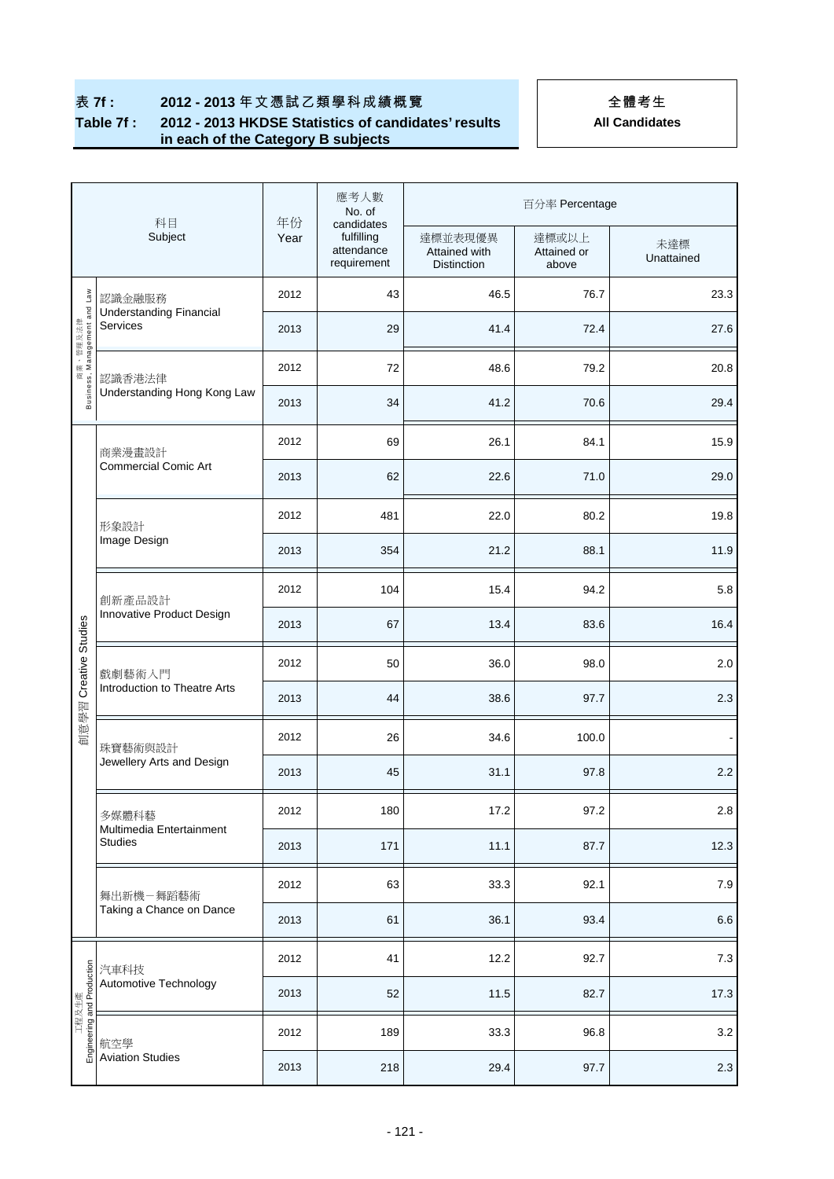**表 7f : 2012 - 2013 年文憑試乙類學科成績概覽**

**Table 7f : 2012 - 2013 HKDSE Statistics of candidates' results in each of the Category B subjects**

**全體考生**
**All Candidates**

| | 科目 Subject | 年份 Year | 應考人數 No. of candidates fulfilling attendance requirement | 百分率 Percentage | | |
|---|---|---|---|---|---|---|
| | | | | 達標並表現優異 Attained with Distinction | 達標或以上 Attained or above | 未達標 Unattained |
| 商業、管理及法律 Business, Management and Law | 認識金融服務 Understanding Financial Services | 2012 | 43 | 46.5 | 76.7 | 23.3 |
| | | 2013 | 29 | 41.4 | 72.4 | 27.6 |
| | 認識香港法律 Understanding Hong Kong Law | 2012 | 72 | 48.6 | 79.2 | 20.8 |
| | | 2013 | 34 | 41.2 | 70.6 | 29.4 |
| 創意學習 Creative Studies | 商業漫畫設計 Commercial Comic Art | 2012 | 69 | 26.1 | 84.1 | 15.9 |
| | | 2013 | 62 | 22.6 | 71.0 | 29.0 |
| | 形象設計 Image Design | 2012 | 481 | 22.0 | 80.2 | 19.8 |
| | | 2013 | 354 | 21.2 | 88.1 | 11.9 |
| | 創新產品設計 Innovative Product Design | 2012 | 104 | 15.4 | 94.2 | 5.8 |
| | | 2013 | 67 | 13.4 | 83.6 | 16.4 |
| | 戲劇藝術入門 Introduction to Theatre Arts | 2012 | 50 | 36.0 | 98.0 | 2.0 |
| | | 2013 | 44 | 38.6 | 97.7 | 2.3 |
| | 珠寶藝術與設計 Jewellery Arts and Design | 2012 | 26 | 34.6 | 100.0 | - |
| | | 2013 | 45 | 31.1 | 97.8 | 2.2 |
| | 多媒體科藝 Multimedia Entertainment Studies | 2012 | 180 | 17.2 | 97.2 | 2.8 |
| | | 2013 | 171 | 11.1 | 87.7 | 12.3 |
| | 舞出新機－舞蹈藝術 Taking a Chance on Dance | 2012 | 63 | 33.3 | 92.1 | 7.9 |
| | | 2013 | 61 | 36.1 | 93.4 | 6.6 |
| 工程及生產 Engineering and Production | 汽車科技 Automotive Technology | 2012 | 41 | 12.2 | 92.7 | 7.3 |
| | | 2013 | 52 | 11.5 | 82.7 | 17.3 |
| | 航空學 Aviation Studies | 2012 | 189 | 33.3 | 96.8 | 3.2 |
| | | 2013 | 218 | 29.4 | 97.7 | 2.3 |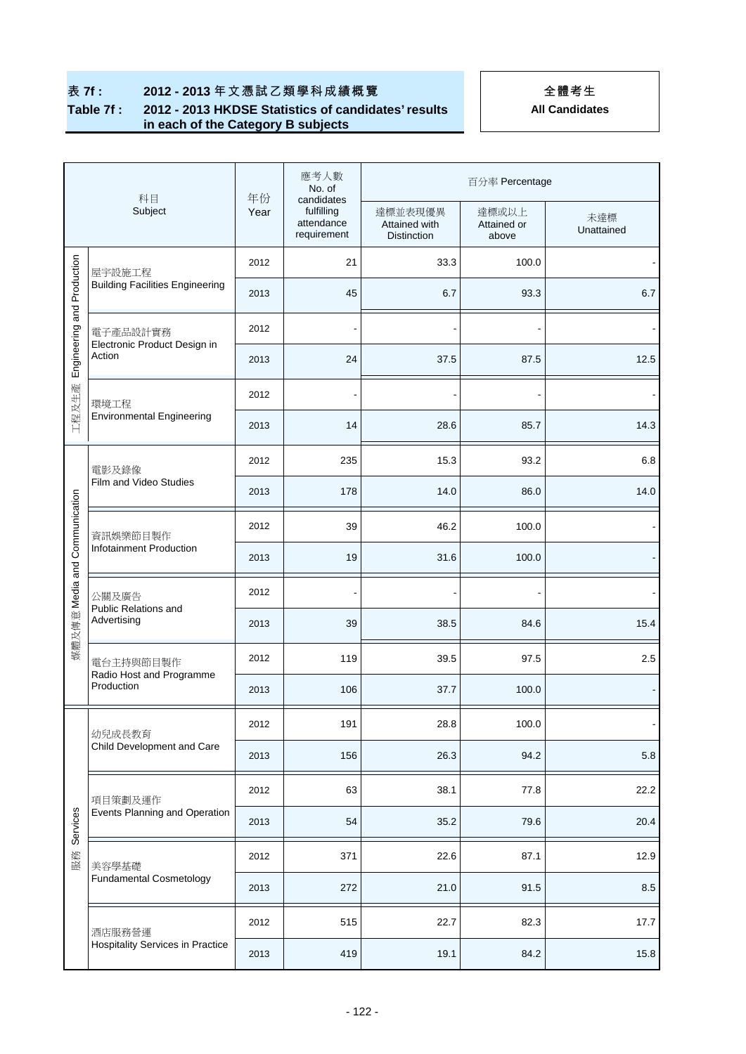## 表 7f : 2012 - 2013 年文憑試乙類學科成績概覽
## Table 7f : 2012 - 2013 HKDSE Statistics of candidates' results in each of the Category B subjects

**全體考生**
**All Candidates**

| 科目 Subject | | 年份 Year | 應考人數 No. of candidates fulfilling attendance requirement | 百分率 Percentage | | |
|---|---|---|---|---|---|---|
| | | | | 達標並表現優異 Attained with Distinction | 達標或以上 Attained or above | 未達標 Unattained |
| 工程及生產 Engineering and Production | 屋宇設施工程 Building Facilities Engineering | 2012 | 21 | 33.3 | 100.0 | - |
| | | 2013 | 45 | 6.7 | 93.3 | 6.7 |
| | 電子產品設計實務 Electronic Product Design in Action | 2012 | - | - | - | - |
| | | 2013 | 24 | 37.5 | 87.5 | 12.5 |
| | 環境工程 Environmental Engineering | 2012 | - | - | - | - |
| | | 2013 | 14 | 28.6 | 85.7 | 14.3 |
| 媒體及傳意 Media and Communication | 電影及錄像 Film and Video Studies | 2012 | 235 | 15.3 | 93.2 | 6.8 |
| | | 2013 | 178 | 14.0 | 86.0 | 14.0 |
| | 資訊娛樂節目製作 Infotainment Production | 2012 | 39 | 46.2 | 100.0 | - |
| | | 2013 | 19 | 31.6 | 100.0 | - |
| | 公關及廣告 Public Relations and Advertising | 2012 | - | - | - | - |
| | | 2013 | 39 | 38.5 | 84.6 | 15.4 |
| | 電台主持與節目製作 Radio Host and Programme Production | 2012 | 119 | 39.5 | 97.5 | 2.5 |
| | | 2013 | 106 | 37.7 | 100.0 | - |
| 服務 Services | 幼兒成長教育 Child Development and Care | 2012 | 191 | 28.8 | 100.0 | - |
| | | 2013 | 156 | 26.3 | 94.2 | 5.8 |
| | 項目策劃及運作 Events Planning and Operation | 2012 | 63 | 38.1 | 77.8 | 22.2 |
| | | 2013 | 54 | 35.2 | 79.6 | 20.4 |
| | 美容學基礎 Fundamental Cosmetology | 2012 | 371 | 22.6 | 87.1 | 12.9 |
| | | 2013 | 272 | 21.0 | 91.5 | 8.5 |
| | 酒店服務營運 Hospitality Services in Practice | 2012 | 515 | 22.7 | 82.3 | 17.7 |
| | | 2013 | 419 | 19.1 | 84.2 | 15.8 |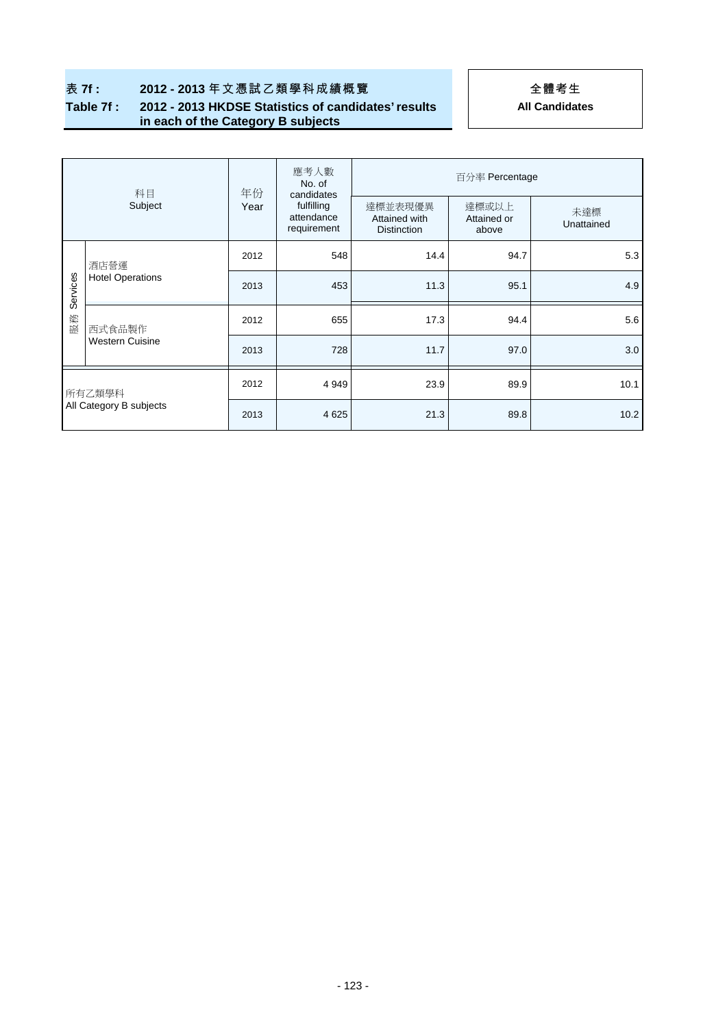## 表 7f : 2012 - 2013 年文憑試乙類學科成績概覽
## Table 7f : 2012 - 2013 HKDSE Statistics of candidates' results in each of the Category B subjects

**全體考生**
**All Candidates**

| 科目 Subject | | 年份 Year | 應考人數 No. of candidates fulfilling attendance requirement | 百分率 Percentage | | |
|---|---|---|---|---|---|---|
| | | | | 達標並表現優異 Attained with Distinction | 達標或以上 Attained or above | 未達標 Unattained |
| 服務 Services | 酒店營運 Hotel Operations | 2012 | 548 | 14.4 | 94.7 | 5.3 |
| | | 2013 | 453 | 11.3 | 95.1 | 4.9 |
| | 西式食品製作 Western Cuisine | 2012 | 655 | 17.3 | 94.4 | 5.6 |
| | | 2013 | 728 | 11.7 | 97.0 | 3.0 |
| 所有乙類學科 All Category B subjects | | 2012 | 4 949 | 23.9 | 89.9 | 10.1 |
| | | 2013 | 4 625 | 21.3 | 89.8 | 10.2 |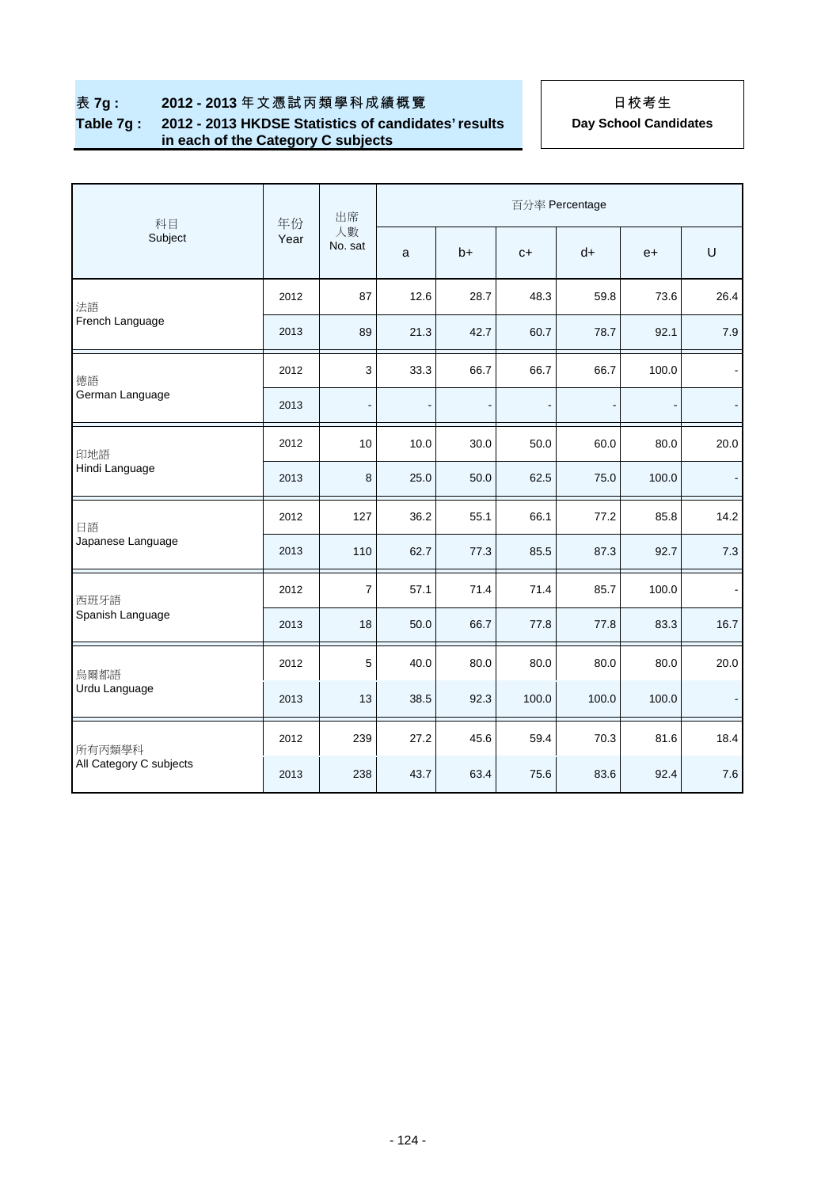## 表 7g : 2012 - 2013 年文憑試丙類學科成績概覽
## Table 7g : 2012 - 2013 HKDSE Statistics of candidates' results in each of the Category C subjects

**日校考生**
**Day School Candidates**

| 科目 Subject | 年份 Year | 出席人數 No. sat | 百分率 Percentage | | | | | |
|---|---|---|---|---|---|---|---|---|
| | | | a | b+ | c+ | d+ | e+ | U |
| 法語 French Language | 2012 | 87 | 12.6 | 28.7 | 48.3 | 59.8 | 73.6 | 26.4 |
| | 2013 | 89 | 21.3 | 42.7 | 60.7 | 78.7 | 92.1 | 7.9 |
| 德語 German Language | 2012 | 3 | 33.3 | 66.7 | 66.7 | 66.7 | 100.0 | - |
| | 2013 | - | - | - | - | - | - | - |
| 印地語 Hindi Language | 2012 | 10 | 10.0 | 30.0 | 50.0 | 60.0 | 80.0 | 20.0 |
| | 2013 | 8 | 25.0 | 50.0 | 62.5 | 75.0 | 100.0 | - |
| 日語 Japanese Language | 2012 | 127 | 36.2 | 55.1 | 66.1 | 77.2 | 85.8 | 14.2 |
| | 2013 | 110 | 62.7 | 77.3 | 85.5 | 87.3 | 92.7 | 7.3 |
| 西班牙語 Spanish Language | 2012 | 7 | 57.1 | 71.4 | 71.4 | 85.7 | 100.0 | - |
| | 2013 | 18 | 50.0 | 66.7 | 77.8 | 77.8 | 83.3 | 16.7 |
| 烏爾都語 Urdu Language | 2012 | 5 | 40.0 | 80.0 | 80.0 | 80.0 | 80.0 | 20.0 |
| | 2013 | 13 | 38.5 | 92.3 | 100.0 | 100.0 | 100.0 | - |
| 所有丙類學科 All Category C subjects | 2012 | 239 | 27.2 | 45.6 | 59.4 | 70.3 | 81.6 | 18.4 |
| | 2013 | 238 | 43.7 | 63.4 | 75.6 | 83.6 | 92.4 | 7.6 |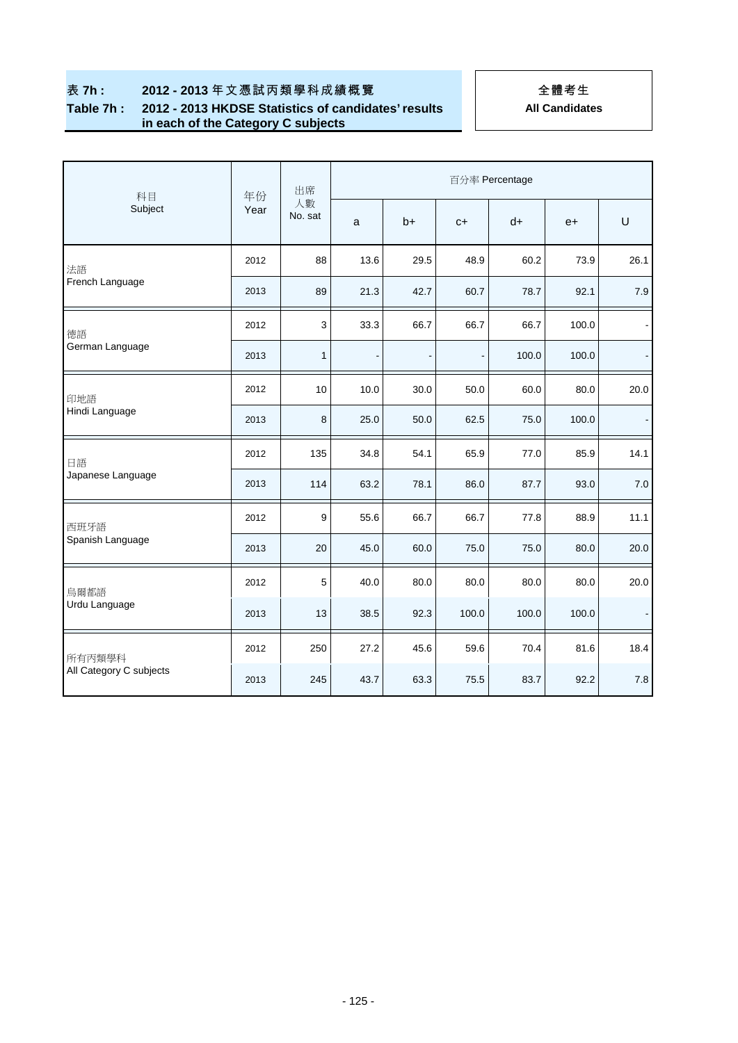# 表 7h : 2012 - 2013 年文憑試丙類學科成績概覽
# Table 7h : 2012 - 2013 HKDSE Statistics of candidates' results in each of the Category C subjects

**全體考生**
**All Candidates**

| 科目 Subject | 年份 Year | 出席人數 No. sat | 百分率 Percentage | | | | | |
|---|---|---|---|---|---|---|---|---|
| | | | a | b+ | c+ | d+ | e+ | U |
| 法語 French Language | 2012 | 88 | 13.6 | 29.5 | 48.9 | 60.2 | 73.9 | 26.1 |
| | 2013 | 89 | 21.3 | 42.7 | 60.7 | 78.7 | 92.1 | 7.9 |
| 德語 German Language | 2012 | 3 | 33.3 | 66.7 | 66.7 | 66.7 | 100.0 | - |
| | 2013 | 1 | - | - | - | 100.0 | 100.0 | - |
| 印地語 Hindi Language | 2012 | 10 | 10.0 | 30.0 | 50.0 | 60.0 | 80.0 | 20.0 |
| | 2013 | 8 | 25.0 | 50.0 | 62.5 | 75.0 | 100.0 | - |
| 日語 Japanese Language | 2012 | 135 | 34.8 | 54.1 | 65.9 | 77.0 | 85.9 | 14.1 |
| | 2013 | 114 | 63.2 | 78.1 | 86.0 | 87.7 | 93.0 | 7.0 |
| 西班牙語 Spanish Language | 2012 | 9 | 55.6 | 66.7 | 66.7 | 77.8 | 88.9 | 11.1 |
| | 2013 | 20 | 45.0 | 60.0 | 75.0 | 75.0 | 80.0 | 20.0 |
| 烏爾都語 Urdu Language | 2012 | 5 | 40.0 | 80.0 | 80.0 | 80.0 | 80.0 | 20.0 |
| | 2013 | 13 | 38.5 | 92.3 | 100.0 | 100.0 | 100.0 | - |
| 所有丙類學科 All Category C subjects | 2012 | 250 | 27.2 | 45.6 | 59.6 | 70.4 | 81.6 | 18.4 |
| | 2013 | 245 | 43.7 | 63.3 | 75.5 | 83.7 | 92.2 | 7.8 |